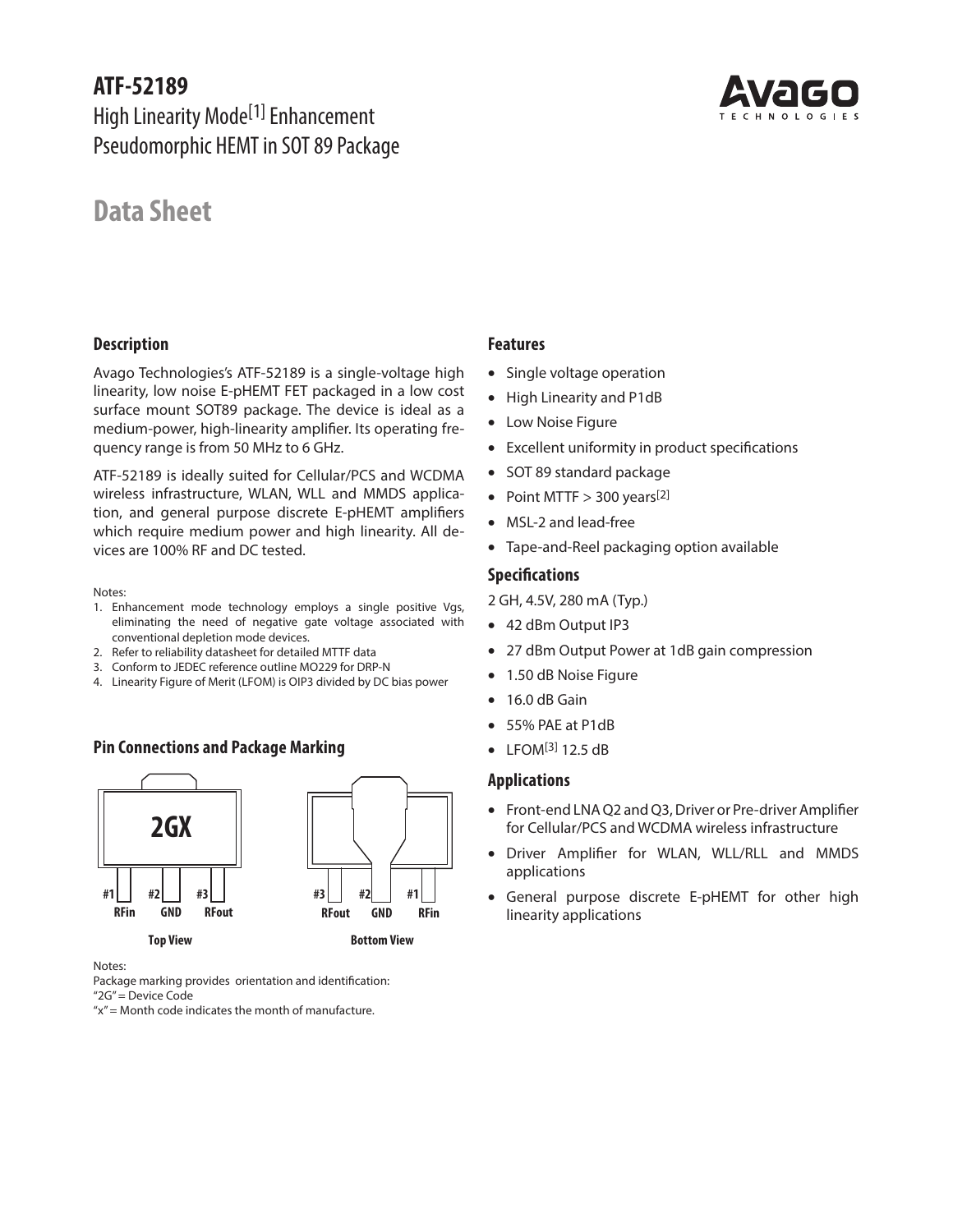# ATF-52189

High Linearity Mode[1] Enhancement Pseudomorphic HEMT in SOT 89 Package

## Data Sheet

### Description

Avago Technologies's ATF-52189 is a single-voltage high linearity, low noise E-pHEMT FET packaged in a low cost surface mount SOT89 package. The device is ideal as a medium-power, high-linearity amplifier. Its operating frequency range is from 50 MHz to 6 GHz.

ATF-52189 is ideally suited for Cellular/PCS and WCDMA wireless infrastructure, WLAN, WLL and MMDS application, and general purpose discrete E-pHEMT amplifiers which require medium power and high linearity. All devices are 100% RF and DC tested.

Notes:

1. Enhancement mode technology employs a single positive Vgs, eliminating the need of negative gate voltage associated with conventional depletion mode devices.
2. Refer to reliability datasheet for detailed MTTF data
3. Conform to JEDEC reference outline MO229 for DRP-N
4. Linearity Figure of Merit (LFOM) is OIP3 divided by DC bias power

### Pin Connections and Package Marking

2GX

Top View: #1 RFin, #2 GND, #3 RFout

Bottom View: #3 RFout, #2 GND, #1 RFin

Notes:

Package marking provides orientation and identification:

"2G" = Device Code

"x" = Month code indicates the month of manufacture.

### Features

- Single voltage operation
- High Linearity and P1dB
- Low Noise Figure
- Excellent uniformity in product specifications
- SOT 89 standard package
- Point MTTF > 300 years[2]
- MSL-2 and lead-free
- Tape-and-Reel packaging option available

### Specifications

2 GH, 4.5V, 280 mA (Typ.)

- 42 dBm Output IP3
- 27 dBm Output Power at 1dB gain compression
- 1.50 dB Noise Figure
- 16.0 dB Gain
- 55% PAE at P1dB
- LFOM[3] 12.5 dB

### Applications

- Front-end LNA Q2 and Q3, Driver or Pre-driver Amplifier for Cellular/PCS and WCDMA wireless infrastructure
- Driver Amplifier for WLAN, WLL/RLL and MMDS applications
- General purpose discrete E-pHEMT for other high linearity applications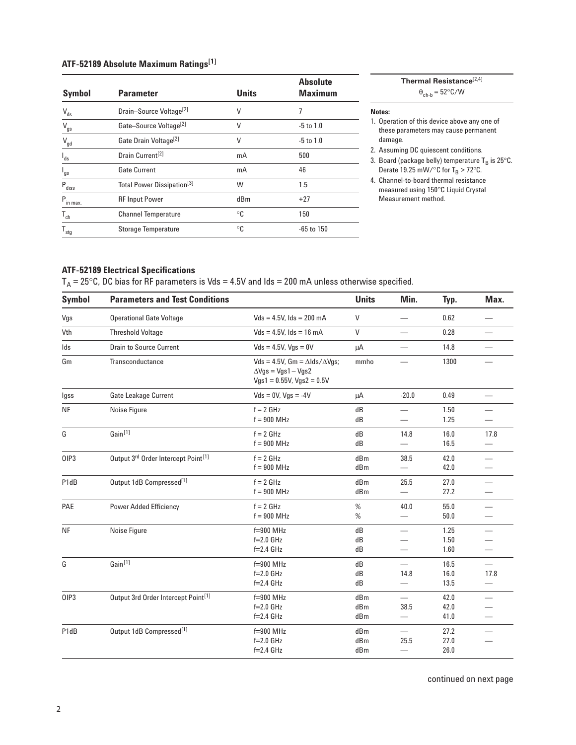### ATF-52189 Absolute Maximum Ratings[1]

| Symbol | Parameter | Units | Absolute Maximum |
|---|---|---|---|
| $V_{ds}$ | Drain–Source Voltage[2] | V | 7 |
| $V_{gs}$ | Gate–Source Voltage[2] | V | -5 to 1.0 |
| $V_{gd}$ | Gate Drain Voltage[2] | V | -5 to 1.0 |
| $I_{ds}$ | Drain Current[2] | mA | 500 |
| $I_{gs}$ | Gate Current | mA | 46 |
| $P_{diss}$ | Total Power Dissipation[3] | W | 1.5 |
| $P_{in\ max.}$ | RF Input Power | dBm | +27 |
| $T_{ch}$ | Channel Temperature | °C | 150 |
| $T_{stg}$ | Storage Temperature | °C | -65 to 150 |

**Thermal Resistance**[2,4]

$\theta_{ch\text{-}b}$ = 52°C/W

**Notes:**

1. Operation of this device above any one of these parameters may cause permanent damage.
2. Assuming DC quiescent conditions.
3. Board (package belly) temperature $T_B$ is 25°C. Derate 19.25 mW/°C for $T_B$ > 72°C.
4. Channel-to-board thermal resistance measured using 150°C Liquid Crystal Measurement method.

### ATF-52189 Electrical Specifications

$T_A$ = 25°C, DC bias for RF parameters is Vds = 4.5V and Ids = 200 mA unless otherwise specified.

| Symbol | Parameters and Test Conditions | | Units | Min. | Typ. | Max. |
|---|---|---|---|---|---|---|
| Vgs | Operational Gate Voltage | Vds = 4.5V, Ids = 200 mA | V | — | 0.62 | — |
| Vth | Threshold Voltage | Vds = 4.5V, Ids = 16 mA | V | — | 0.28 | — |
| Ids | Drain to Source Current | Vds = 4.5V, Vgs = 0V | μA | — | 14.8 | — |
| Gm | Transconductance | Vds = 4.5V, Gm = ∆Ids/∆Vgs; ∆Vgs = Vgs1 – Vgs2 Vgs1 = 0.55V, Vgs2 = 0.5V | mmho | — | 1300 | — |
| Igss | Gate Leakage Current | Vds = 0V, Vgs = -4V | μA | -20.0 | 0.49 | — |
| NF | Noise Figure | f = 2 GHz<br>f = 900 MHz | dB<br>dB | —<br>— | 1.50<br>1.25 | —<br>— |
| G | Gain[1] | f = 2 GHz<br>f = 900 MHz | dB<br>dB | 14.8<br>— | 16.0<br>16.5 | 17.8<br>— |
| OIP3 | Output 3rd Order Intercept Point[1] | f = 2 GHz<br>f = 900 MHz | dBm<br>dBm | 38.5<br>— | 42.0<br>42.0 | —<br>— |
| P1dB | Output 1dB Compressed[1] | f = 2 GHz<br>f = 900 MHz | dBm<br>dBm | 25.5<br>— | 27.0<br>27.2 | —<br>— |
| PAE | Power Added Efficiency | f = 2 GHz<br>f = 900 MHz | %<br>% | 40.0<br>— | 55.0<br>50.0 | —<br>— |
| NF | Noise Figure | f=900 MHz<br>f=2.0 GHz<br>f=2.4 GHz | dB<br>dB<br>dB | —<br>—<br>— | 1.25<br>1.50<br>1.60 | —<br>—<br>— |
| G | Gain[1] | f=900 MHz<br>f=2.0 GHz<br>f=2.4 GHz | dB<br>dB<br>dB | —<br>14.8<br>— | 16.5<br>16.0<br>13.5 | —<br>17.8<br>— |
| OIP3 | Output 3rd Order Intercept Point[1] | f=900 MHz<br>f=2.0 GHz<br>f=2.4 GHz | dBm<br>dBm<br>dBm | —<br>38.5<br>— | 42.0<br>42.0<br>41.0 | —<br>—<br>— |
| P1dB | Output 1dB Compressed[1] | f=900 MHz<br>f=2.0 GHz<br>f=2.4 GHz | dBm<br>dBm<br>dBm | —<br>25.5<br>— | 27.2<br>27.0<br>26.0 | —<br>— |

continued on next page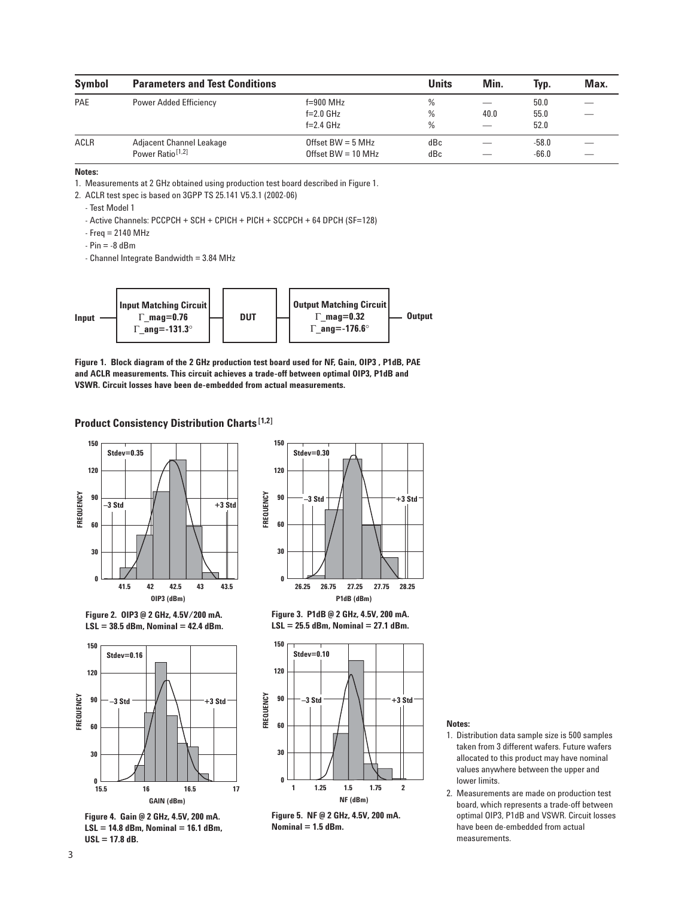| Symbol | Parameters and Test Conditions | | Units | Min. | Typ. | Max. |
|---|---|---|---|---|---|---|
| PAE | Power Added Efficiency | f=900 MHz | % | — | 50.0 | — |
| | | f=2.0 GHz | % | 40.0 | 55.0 | — |
| | | f=2.4 GHz | % | — | 52.0 | |
| ACLR | Adjacent Channel Leakage Power Ratio[1,2] | Offset BW = 5 MHz | dBc | — | -58.0 | — |
| | | Offset BW = 10 MHz | dBc | — | -66.0 | — |

**Notes:**

1. Measurements at 2 GHz obtained using production test board described in Figure 1.
2. ACLR test spec is based on 3GPP TS 25.141 V5.3.1 (2002-06)
   - Test Model 1
   - Active Channels: PCCPCH + SCH + CPICH + PICH + SCCPCH + 64 DPCH (SF=128)
   - Freq = 2140 MHz
   - Pin = -8 dBm
   - Channel Integrate Bandwidth = 3.84 MHz

Input — **Input Matching Circuit** $\Gamma$_mag=0.76, $\Gamma$_ang=-131.3° — **DUT** — **Output Matching Circuit** $\Gamma$_mag=0.32, $\Gamma$_ang=-176.6° — Output

**Figure 1. Block diagram of the 2 GHz production test board used for NF, Gain, OIP3 , P1dB, PAE and ACLR measurements. This circuit achieves a trade-off between optimal OIP3, P1dB and VSWR. Circuit losses have been de-embedded from actual measurements.**

### Product Consistency Distribution Charts [1,2]

**Figure 2. OIP3 @ 2 GHz, 4.5V/200 mA. LSL = 38.5 dBm, Nominal = 42.4 dBm.**

**Figure 3. P1dB @ 2 GHz, 4.5V, 200 mA. LSL = 25.5 dBm, Nominal = 27.1 dBm.**

**Figure 4. Gain @ 2 GHz, 4.5V, 200 mA. LSL = 14.8 dBm, Nominal = 16.1 dBm, USL = 17.8 dB.**

**Figure 5. NF @ 2 GHz, 4.5V, 200 mA. Nominal = 1.5 dBm.**

**Notes:**

1. Distribution data sample size is 500 samples taken from 3 different wafers. Future wafers allocated to this product may have nominal values anywhere between the upper and lower limits.
2. Measurements are made on production test board, which represents a trade-off between optimal OIP3, P1dB and VSWR. Circuit losses have been de-embedded from actual measurements.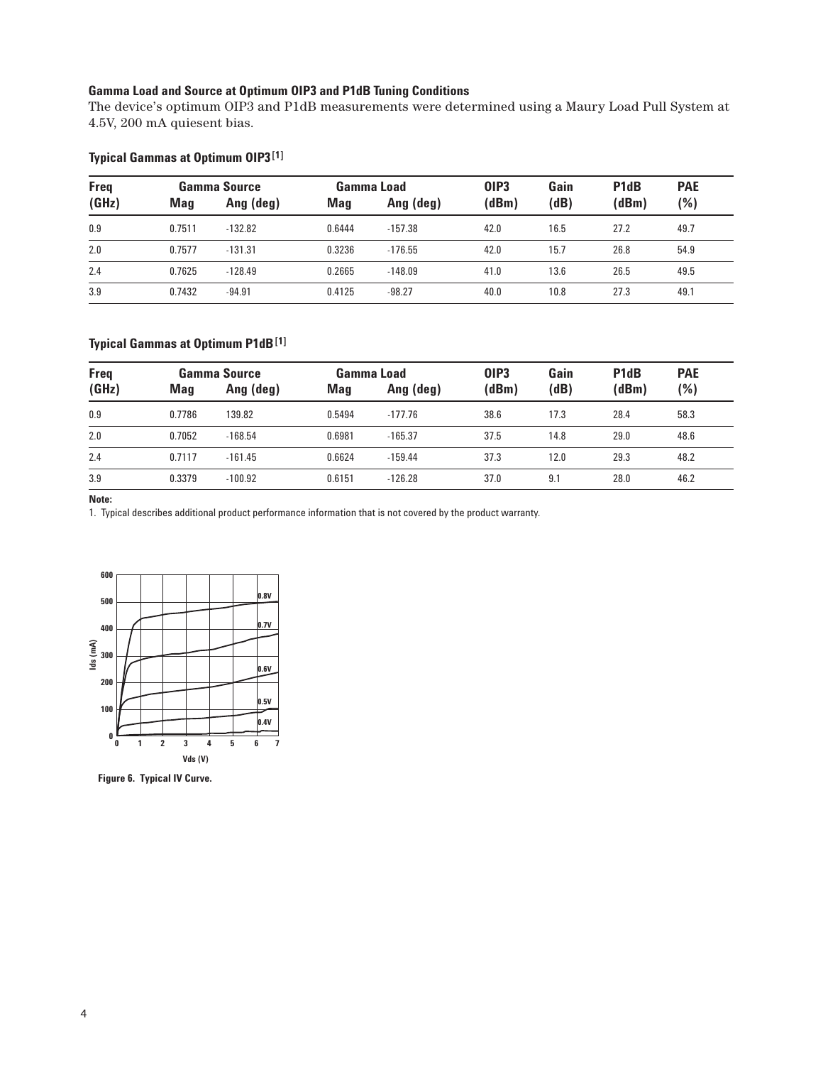### Gamma Load and Source at Optimum OIP3 and P1dB Tuning Conditions

The device's optimum OIP3 and P1dB measurements were determined using a Maury Load Pull System at 4.5V, 200 mA quiesent bias.

#### Typical Gammas at Optimum OIP3 [1]

| Freq | Gamma Source | | Gamma Load | | OIP3 | Gain | P1dB | PAE |
|---|---|---|---|---|---|---|---|---|
| (GHz) | Mag | Ang (deg) | Mag | Ang (deg) | (dBm) | (dB) | (dBm) | (%) |
| 0.9 | 0.7511 | -132.82 | 0.6444 | -157.38 | 42.0 | 16.5 | 27.2 | 49.7 |
| 2.0 | 0.7577 | -131.31 | 0.3236 | -176.55 | 42.0 | 15.7 | 26.8 | 54.9 |
| 2.4 | 0.7625 | -128.49 | 0.2665 | -148.09 | 41.0 | 13.6 | 26.5 | 49.5 |
| 3.9 | 0.7432 | -94.91 | 0.4125 | -98.27 | 40.0 | 10.8 | 27.3 | 49.1 |

#### Typical Gammas at Optimum P1dB [1]

| Freq | Gamma Source | | Gamma Load | | OIP3 | Gain | P1dB | PAE |
|---|---|---|---|---|---|---|---|---|
| (GHz) | Mag | Ang (deg) | Mag | Ang (deg) | (dBm) | (dB) | (dBm) | (%) |
| 0.9 | 0.7786 | 139.82 | 0.5494 | -177.76 | 38.6 | 17.3 | 28.4 | 58.3 |
| 2.0 | 0.7052 | -168.54 | 0.6981 | -165.37 | 37.5 | 14.8 | 29.0 | 48.6 |
| 2.4 | 0.7117 | -161.45 | 0.6624 | -159.44 | 37.3 | 12.0 | 29.3 | 48.2 |
| 3.9 | 0.3379 | -100.92 | 0.6151 | -126.28 | 37.0 | 9.1 | 28.0 | 46.2 |

**Note:**

1. Typical describes additional product performance information that is not covered by the product warranty.

Figure 6. Typical IV Curve.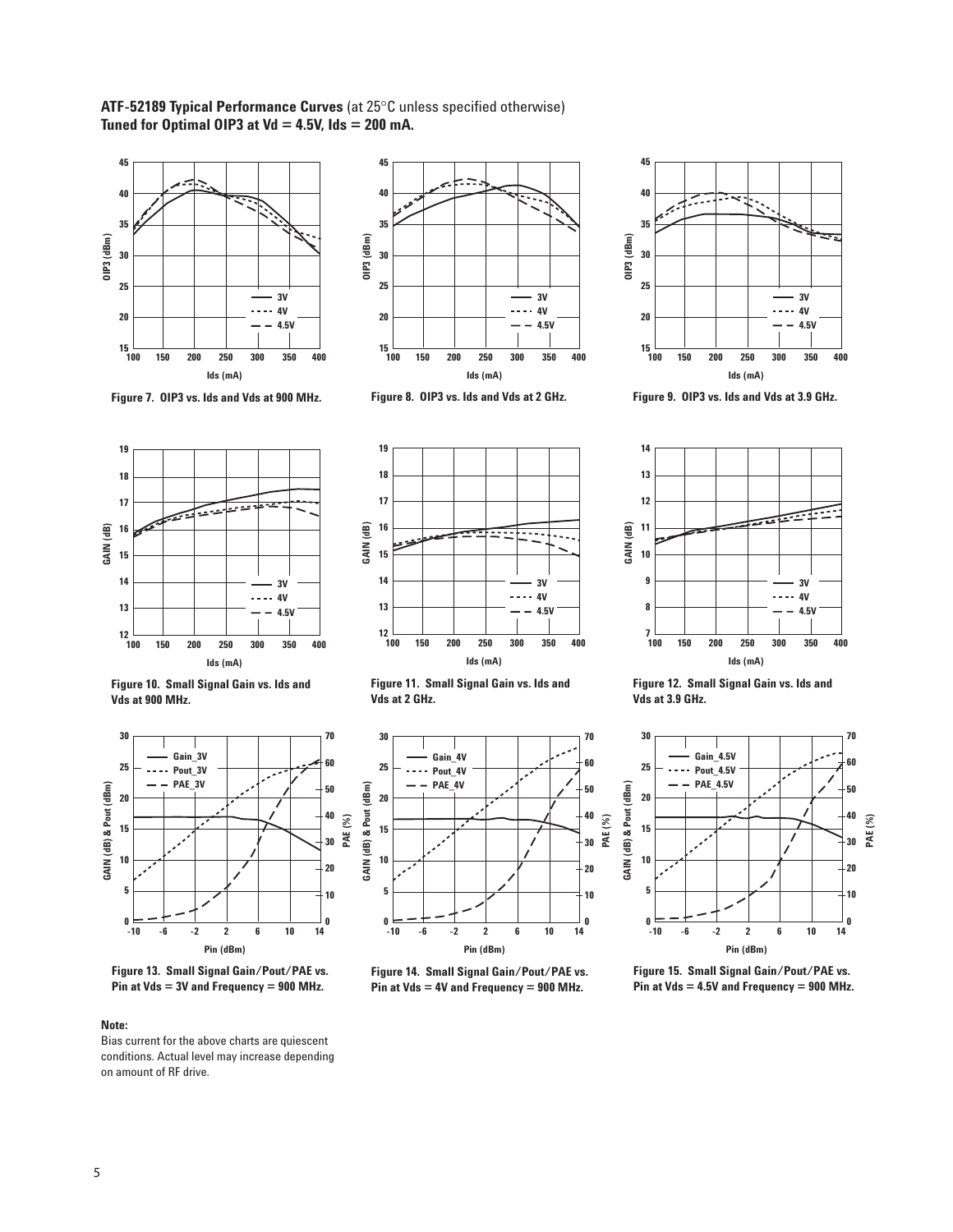**ATF-52189 Typical Performance Curves** (at 25°C unless specified otherwise)
**Tuned for Optimal OIP3 at Vd = 4.5V, Ids = 200 mA.**

**Figure 7. OIP3 vs. Ids and Vds at 900 MHz.**

**Figure 8. OIP3 vs. Ids and Vds at 2 GHz.**

**Figure 9. OIP3 vs. Ids and Vds at 3.9 GHz.**

**Figure 10. Small Signal Gain vs. Ids and Vds at 900 MHz.**

**Figure 11. Small Signal Gain vs. Ids and Vds at 2 GHz.**

**Figure 12. Small Signal Gain vs. Ids and Vds at 3.9 GHz.**

**Figure 13. Small Signal Gain/Pout/PAE vs. Pin at Vds = 3V and Frequency = 900 MHz.**

**Figure 14. Small Signal Gain/Pout/PAE vs. Pin at Vds = 4V and Frequency = 900 MHz.**

**Figure 15. Small Signal Gain/Pout/PAE vs. Pin at Vds = 4.5V and Frequency = 900 MHz.**

**Note:**

Bias current for the above charts are quiescent conditions. Actual level may increase depending on amount of RF drive.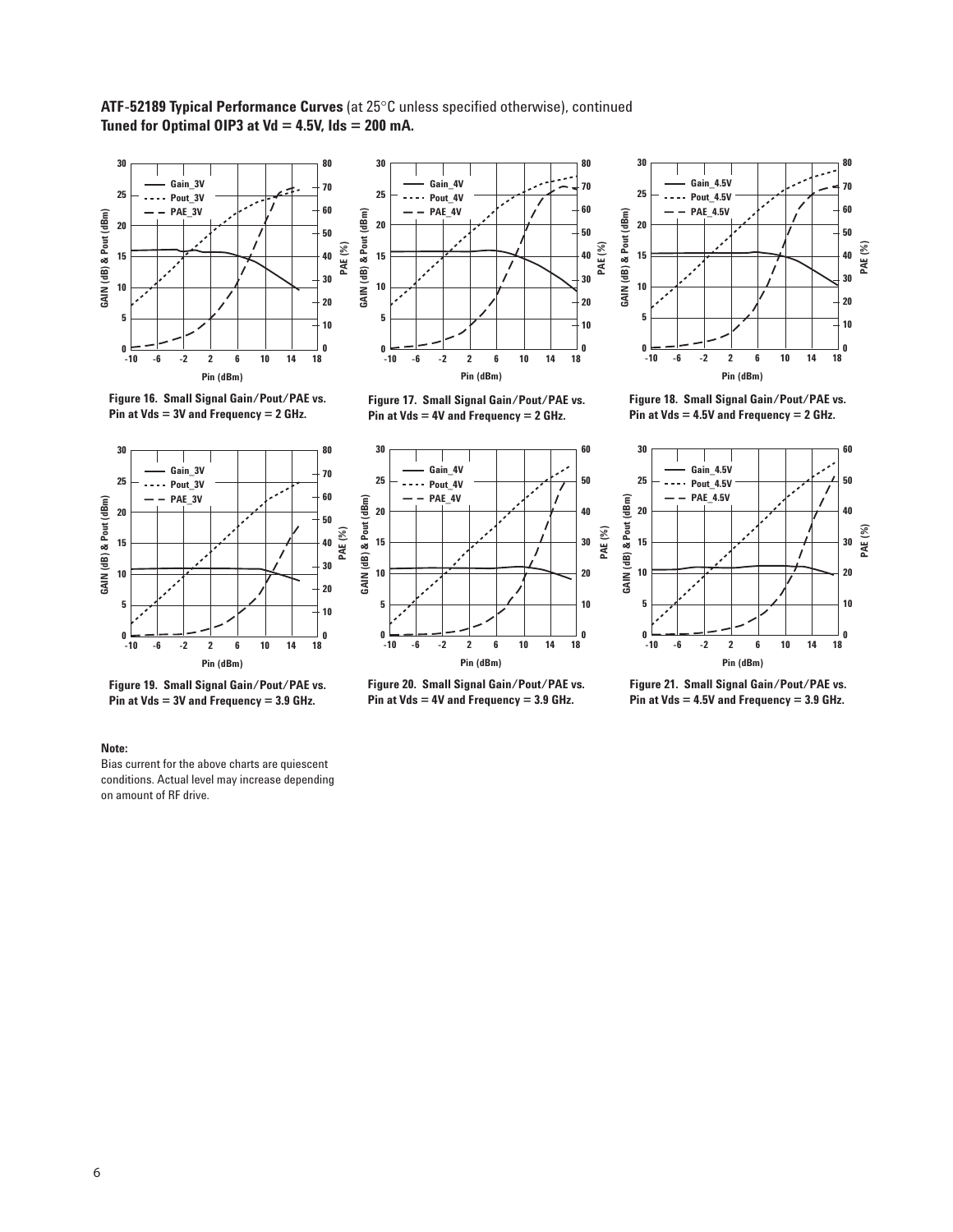**ATF-52189 Typical Performance Curves** (at 25°C unless specified otherwise), continued
**Tuned for Optimal OIP3 at Vd = 4.5V, Ids = 200 mA.**

**Figure 16. Small Signal Gain/Pout/PAE vs. Pin at Vds = 3V and Frequency = 2 GHz.**

**Figure 17. Small Signal Gain/Pout/PAE vs. Pin at Vds = 4V and Frequency = 2 GHz.**

**Figure 18. Small Signal Gain/Pout/PAE vs. Pin at Vds = 4.5V and Frequency = 2 GHz.**

**Figure 19. Small Signal Gain/Pout/PAE vs. Pin at Vds = 3V and Frequency = 3.9 GHz.**

**Figure 20. Small Signal Gain/Pout/PAE vs. Pin at Vds = 4V and Frequency = 3.9 GHz.**

**Figure 21. Small Signal Gain/Pout/PAE vs. Pin at Vds = 4.5V and Frequency = 3.9 GHz.**

**Note:**
Bias current for the above charts are quiescent conditions. Actual level may increase depending on amount of RF drive.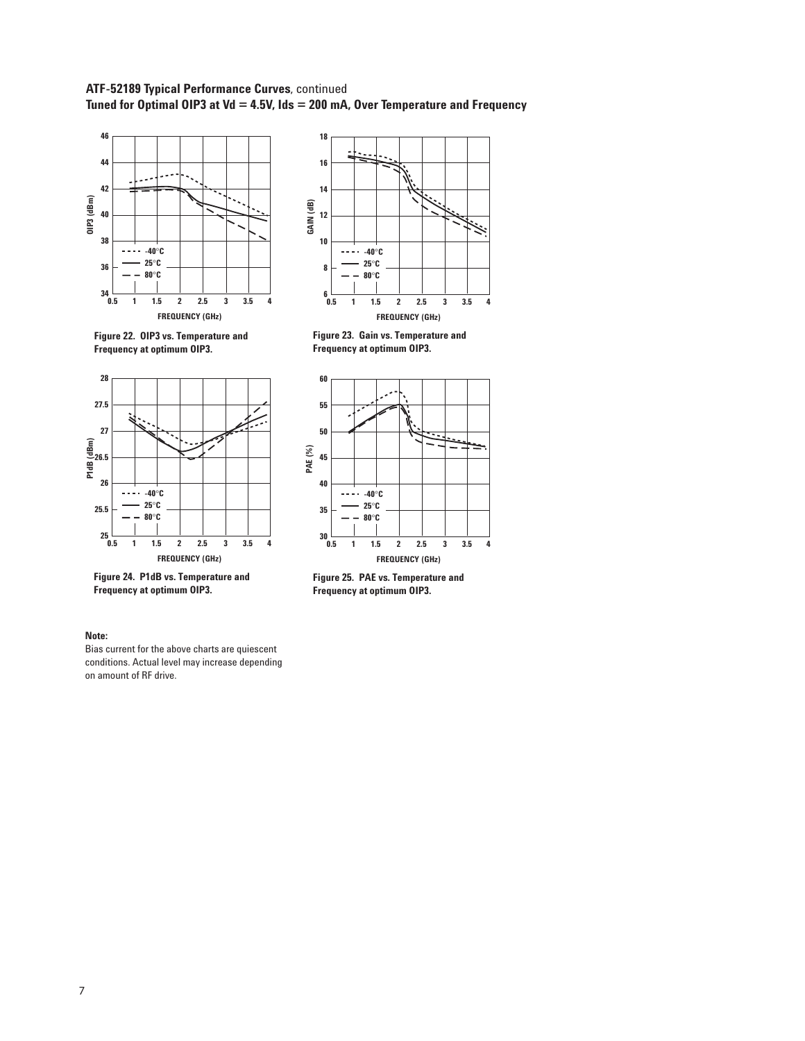**ATF-52189 Typical Performance Curves**, continued

**Tuned for Optimal OIP3 at Vd = 4.5V, Ids = 200 mA, Over Temperature and Frequency**

**Figure 22. OIP3 vs. Temperature and Frequency at optimum OIP3.**

**Figure 23. Gain vs. Temperature and Frequency at optimum OIP3.**

**Figure 24. P1dB vs. Temperature and Frequency at optimum OIP3.**

**Figure 25. PAE vs. Temperature and Frequency at optimum OIP3.**

**Note:**

Bias current for the above charts are quiescent conditions. Actual level may increase depending on amount of RF drive.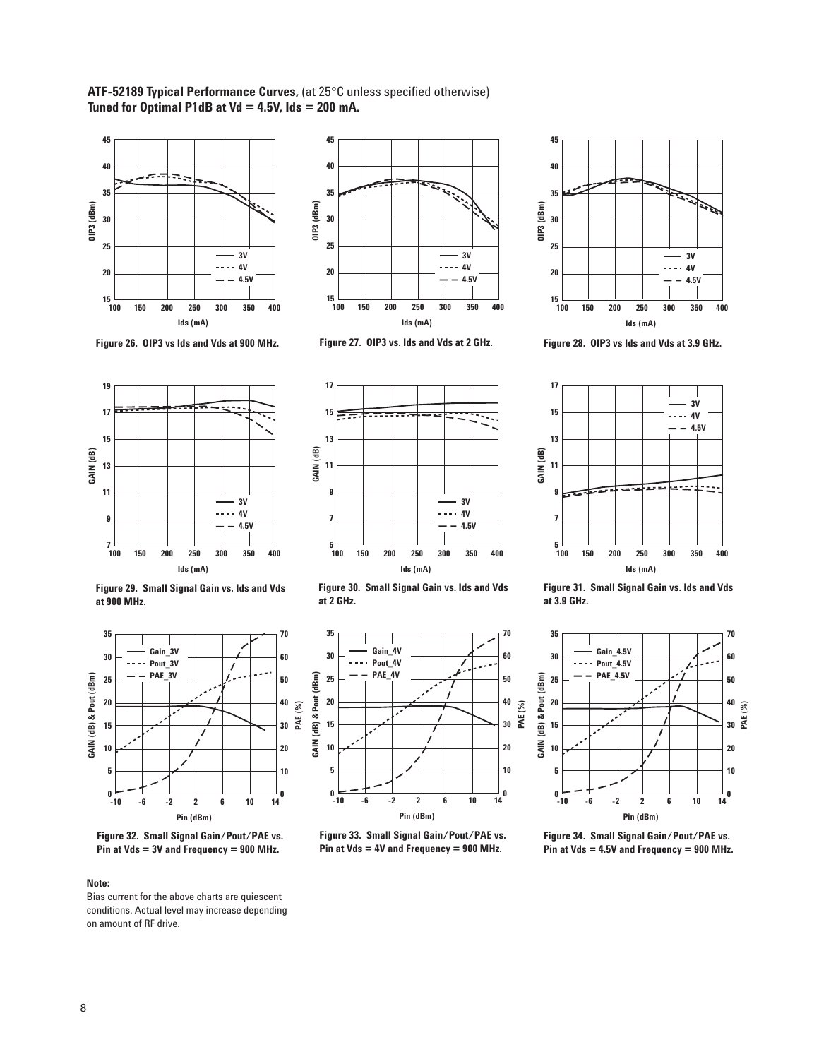**ATF-52189 Typical Performance Curves,** (at 25°C unless specified otherwise)
**Tuned for Optimal P1dB at Vd = 4.5V, Ids = 200 mA.**

Figure 26. OIP3 vs Ids and Vds at 900 MHz.

Figure 27. OIP3 vs. Ids and Vds at 2 GHz.

Figure 28. OIP3 vs Ids and Vds at 3.9 GHz.

Figure 29. Small Signal Gain vs. Ids and Vds at 900 MHz.

Figure 30. Small Signal Gain vs. Ids and Vds at 2 GHz.

Figure 31. Small Signal Gain vs. Ids and Vds at 3.9 GHz.

Figure 32. Small Signal Gain/Pout/PAE vs. Pin at Vds = 3V and Frequency = 900 MHz.

Figure 33. Small Signal Gain/Pout/PAE vs. Pin at Vds = 4V and Frequency = 900 MHz.

Figure 34. Small Signal Gain/Pout/PAE vs. Pin at Vds = 4.5V and Frequency = 900 MHz.

**Note:**

Bias current for the above charts are quiescent conditions. Actual level may increase depending on amount of RF drive.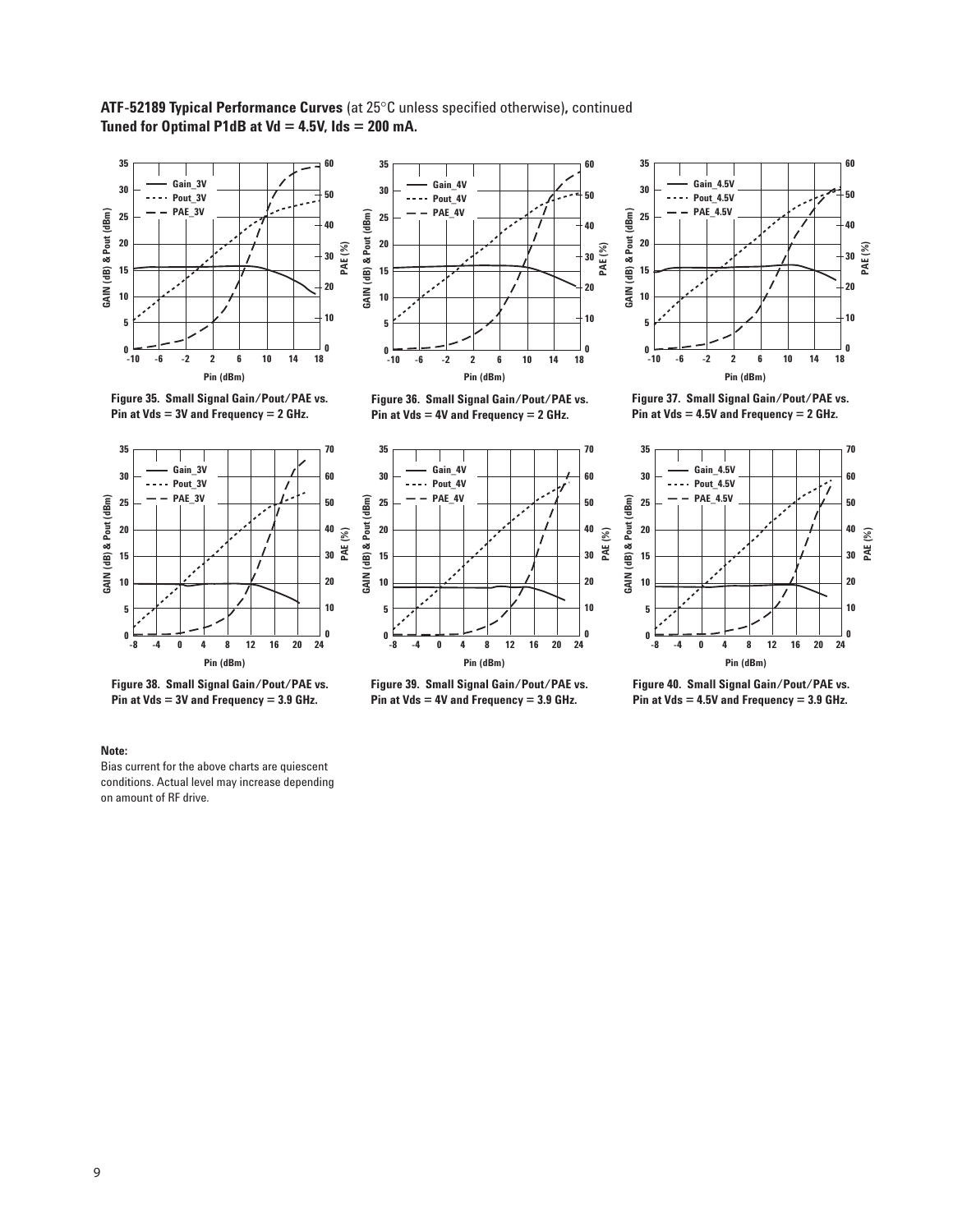**ATF-52189 Typical Performance Curves** (at 25°C unless specified otherwise)**, continued**
**Tuned for Optimal P1dB at Vd = 4.5V, Ids = 200 mA.**

**Figure 35. Small Signal Gain/Pout/PAE vs. Pin at Vds = 3V and Frequency = 2 GHz.**

**Figure 36. Small Signal Gain/Pout/PAE vs. Pin at Vds = 4V and Frequency = 2 GHz.**

**Figure 37. Small Signal Gain/Pout/PAE vs. Pin at Vds = 4.5V and Frequency = 2 GHz.**

**Figure 38. Small Signal Gain/Pout/PAE vs. Pin at Vds = 3V and Frequency = 3.9 GHz.**

**Figure 39. Small Signal Gain/Pout/PAE vs. Pin at Vds = 4V and Frequency = 3.9 GHz.**

**Figure 40. Small Signal Gain/Pout/PAE vs. Pin at Vds = 4.5V and Frequency = 3.9 GHz.**

**Note:**

Bias current for the above charts are quiescent conditions. Actual level may increase depending on amount of RF drive.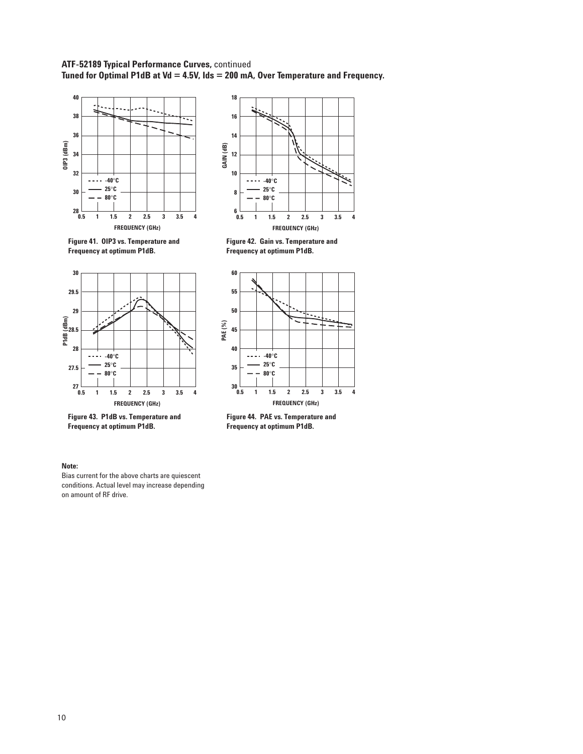**ATF-52189 Typical Performance Curves,** continued
**Tuned for Optimal P1dB at Vd = 4.5V, Ids = 200 mA, Over Temperature and Frequency.**

**Figure 41. OIP3 vs. Temperature and Frequency at optimum P1dB.**

**Figure 42. Gain vs. Temperature and Frequency at optimum P1dB.**

**Figure 43. P1dB vs. Temperature and Frequency at optimum P1dB.**

**Figure 44. PAE vs. Temperature and Frequency at optimum P1dB.**

**Note:**

Bias current for the above charts are quiescent conditions. Actual level may increase depending on amount of RF drive.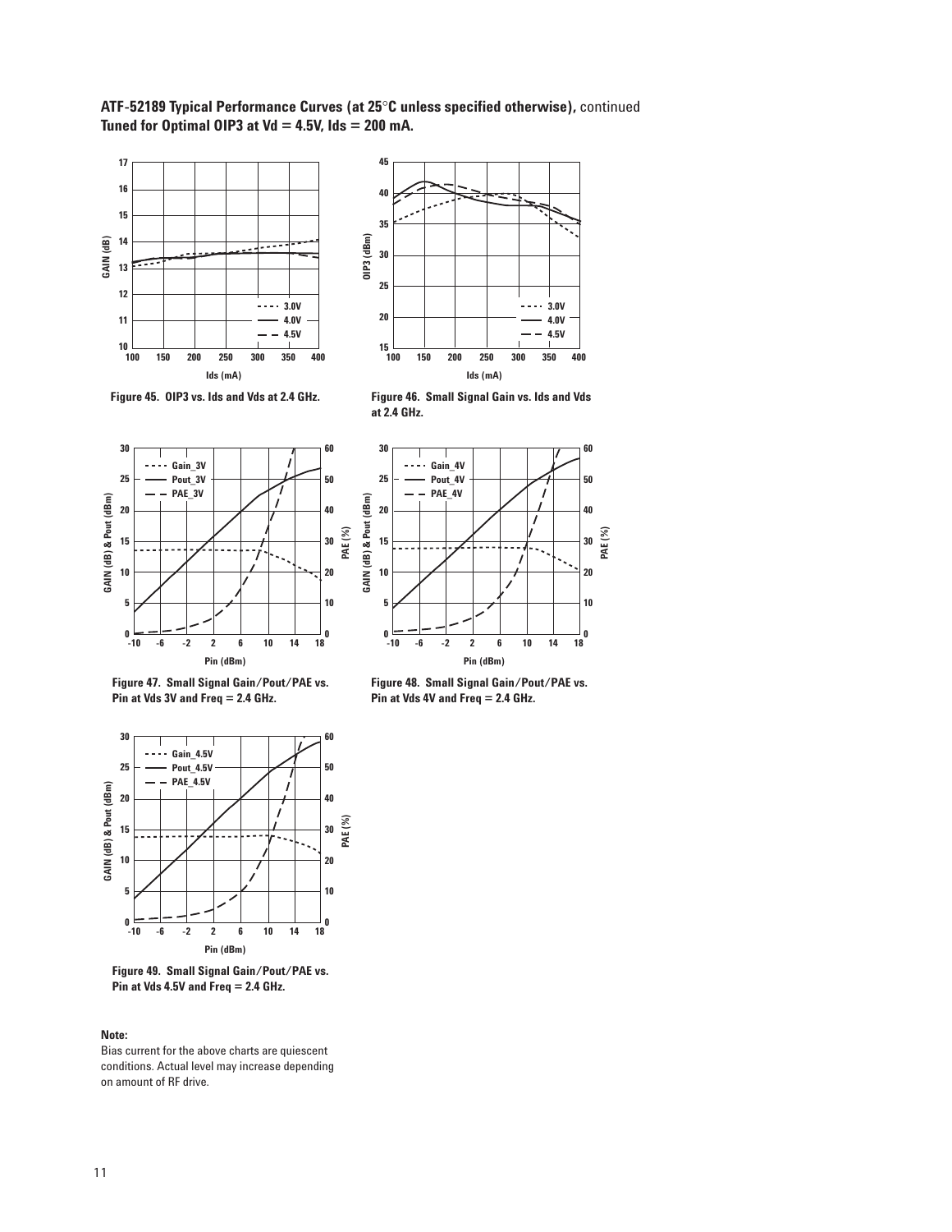**ATF-52189 Typical Performance Curves (at 25°C unless specified otherwise),** continued
**Tuned for Optimal OIP3 at Vd = 4.5V, Ids = 200 mA.**

Figure 45. OIP3 vs. Ids and Vds at 2.4 GHz.

Figure 46. Small Signal Gain vs. Ids and Vds at 2.4 GHz.

Figure 47. Small Signal Gain/Pout/PAE vs. Pin at Vds 3V and Freq = 2.4 GHz.

Figure 48. Small Signal Gain/Pout/PAE vs. Pin at Vds 4V and Freq = 2.4 GHz.

Figure 49. Small Signal Gain/Pout/PAE vs. Pin at Vds 4.5V and Freq = 2.4 GHz.

**Note:**

Bias current for the above charts are quiescent conditions. Actual level may increase depending on amount of RF drive.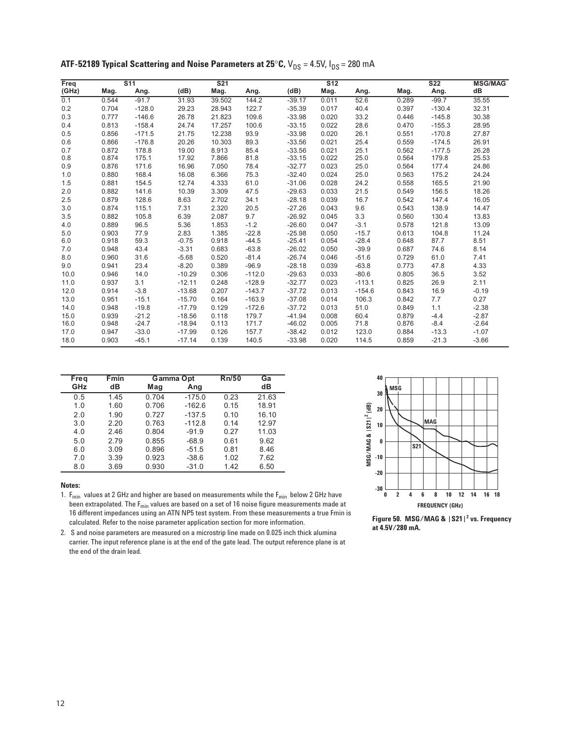## ATF-52189 Typical Scattering and Noise Parameters at 25°C, $V_{DS}$ = 4.5V, $I_{DS}$ = 280 mA

| Freq | S11 | | S21 | | | S12 | | | S22 | | MSG/MAG |
|---|---|---|---|---|---|---|---|---|---|---|---|
| (GHz) | Mag. | Ang. | (dB) | Mag. | Ang. | (dB) | Mag. | Ang. | Mag. | Ang. | dB |
| 0.1 | 0.544 | -91.7 | 31.93 | 39.502 | 144.2 | -39.17 | 0.011 | 52.6 | 0.289 | -99.7 | 35.55 |
| 0.2 | 0.704 | -128.0 | 29.23 | 28.943 | 122.7 | -35.39 | 0.017 | 40.4 | 0.397 | -130.4 | 32.31 |
| 0.3 | 0.777 | -146.6 | 26.78 | 21.823 | 109.6 | -33.98 | 0.020 | 33.2 | 0.446 | -145.8 | 30.38 |
| 0.4 | 0.813 | -158.4 | 24.74 | 17.257 | 100.6 | -33.15 | 0.022 | 28.6 | 0.470 | -155.3 | 28.95 |
| 0.5 | 0.856 | -171.5 | 21.75 | 12.238 | 93.9 | -33.98 | 0.020 | 26.1 | 0.551 | -170.8 | 27.87 |
| 0.6 | 0.866 | -176.8 | 20.26 | 10.303 | 89.3 | -33.56 | 0.021 | 25.4 | 0.559 | -174.5 | 26.91 |
| 0.7 | 0.872 | 178.8 | 19.00 | 8.913 | 85.4 | -33.56 | 0.021 | 25.1 | 0.562 | -177.5 | 26.28 |
| 0.8 | 0.874 | 175.1 | 17.92 | 7.866 | 81.8 | -33.15 | 0.022 | 25.0 | 0.564 | 179.8 | 25.53 |
| 0.9 | 0.876 | 171.6 | 16.96 | 7.050 | 78.4 | -32.77 | 0.023 | 25.0 | 0.564 | 177.4 | 24.86 |
| 1.0 | 0.880 | 168.4 | 16.08 | 6.366 | 75.3 | -32.40 | 0.024 | 25.0 | 0.563 | 175.2 | 24.24 |
| 1.5 | 0.881 | 154.5 | 12.74 | 4.333 | 61.0 | -31.06 | 0.028 | 24.2 | 0.558 | 165.5 | 21.90 |
| 2.0 | 0.882 | 141.6 | 10.39 | 3.309 | 47.5 | -29.63 | 0.033 | 21.5 | 0.549 | 156.5 | 18.26 |
| 2.5 | 0.879 | 128.6 | 8.63 | 2.702 | 34.1 | -28.18 | 0.039 | 16.7 | 0.542 | 147.4 | 16.05 |
| 3.0 | 0.874 | 115.1 | 7.31 | 2.320 | 20.5 | -27.26 | 0.043 | 9.6 | 0.543 | 138.9 | 14.47 |
| 3.5 | 0.882 | 105.8 | 6.39 | 2.087 | 9.7 | -26.92 | 0.045 | 3.3 | 0.560 | 130.4 | 13.83 |
| 4.0 | 0.889 | 96.5 | 5.36 | 1.853 | -1.2 | -26.60 | 0.047 | -3.1 | 0.578 | 121.8 | 13.09 |
| 5.0 | 0.903 | 77.9 | 2.83 | 1.385 | -22.8 | -25.98 | 0.050 | -15.7 | 0.613 | 104.8 | 11.24 |
| 6.0 | 0.918 | 59.3 | -0.75 | 0.918 | -44.5 | -25.41 | 0.054 | -28.4 | 0.648 | 87.7 | 8.51 |
| 7.0 | 0.948 | 43.4 | -3.31 | 0.683 | -63.8 | -26.02 | 0.050 | -39.9 | 0.687 | 74.6 | 8.14 |
| 8.0 | 0.960 | 31.6 | -5.68 | 0.520 | -81.4 | -26.74 | 0.046 | -51.6 | 0.729 | 61.0 | 7.41 |
| 9.0 | 0.941 | 23.4 | -8.20 | 0.389 | -96.9 | -28.18 | 0.039 | -63.8 | 0.773 | 47.8 | 4.33 |
| 10.0 | 0.946 | 14.0 | -10.29 | 0.306 | -112.0 | -29.63 | 0.033 | -80.6 | 0.805 | 36.5 | 3.52 |
| 11.0 | 0.937 | 3.1 | -12.11 | 0.248 | -128.9 | -32.77 | 0.023 | -113.1 | 0.825 | 26.9 | 2.11 |
| 12.0 | 0.914 | -3.8 | -13.68 | 0.207 | -143.7 | -37.72 | 0.013 | -154.6 | 0.843 | 16.9 | -0.19 |
| 13.0 | 0.951 | -15.1 | -15.70 | 0.164 | -163.9 | -37.08 | 0.014 | 106.3 | 0.842 | 7.7 | 0.27 |
| 14.0 | 0.948 | -19.8 | -17.79 | 0.129 | -172.6 | -37.72 | 0.013 | 51.0 | 0.849 | 1.1 | -2.38 |
| 15.0 | 0.939 | -21.2 | -18.56 | 0.118 | 179.7 | -41.94 | 0.008 | 60.4 | 0.879 | -4.4 | -2.87 |
| 16.0 | 0.948 | -24.7 | -18.94 | 0.113 | 171.7 | -46.02 | 0.005 | 71.8 | 0.876 | -8.4 | -2.64 |
| 17.0 | 0.947 | -33.0 | -17.99 | 0.126 | 157.7 | -38.42 | 0.012 | 123.0 | 0.884 | -13.3 | -1.07 |
| 18.0 | 0.903 | -45.1 | -17.14 | 0.139 | 140.5 | -33.98 | 0.020 | 114.5 | 0.859 | -21.3 | -3.66 |

| Freq | Fmin | Gamma Opt | | Rn/50 | Ga |
|---|---|---|---|---|---|
| GHz | dB | Mag | Ang | | dB |
| 0.5 | 1.45 | 0.704 | -175.0 | 0.23 | 21.63 |
| 1.0 | 1.60 | 0.706 | -162.6 | 0.15 | 18.91 |
| 2.0 | 1.90 | 0.727 | -137.5 | 0.10 | 16.10 |
| 3.0 | 2.20 | 0.763 | -112.8 | 0.14 | 12.97 |
| 4.0 | 2.46 | 0.804 | -91.9 | 0.27 | 11.03 |
| 5.0 | 2.79 | 0.855 | -68.9 | 0.61 | 9.62 |
| 6.0 | 3.09 | 0.896 | -51.5 | 0.81 | 8.46 |
| 7.0 | 3.39 | 0.923 | -38.6 | 1.02 | 7.62 |
| 8.0 | 3.69 | 0.930 | -31.0 | 1.42 | 6.50 |

**Notes:**

1. $F_{min}$ values at 2 GHz and higher are based on measurements while the $F_{min}$ below 2 GHz have been extrapolated. The $F_{min}$ values are based on a set of 16 noise figure measurements made at 16 different impedances using an ATN NP5 test system. From these measurements a true Fmin is calculated. Refer to the noise parameter application section for more information.
2. S and noise parameters are measured on a microstrip line made on 0.025 inch thick alumina carrier. The input reference plane is at the end of the gate lead. The output reference plane is at the end of the drain lead.

**Figure 50. MSG/MAG & $|S21|^2$ vs. Frequency at 4.5V/280 mA.**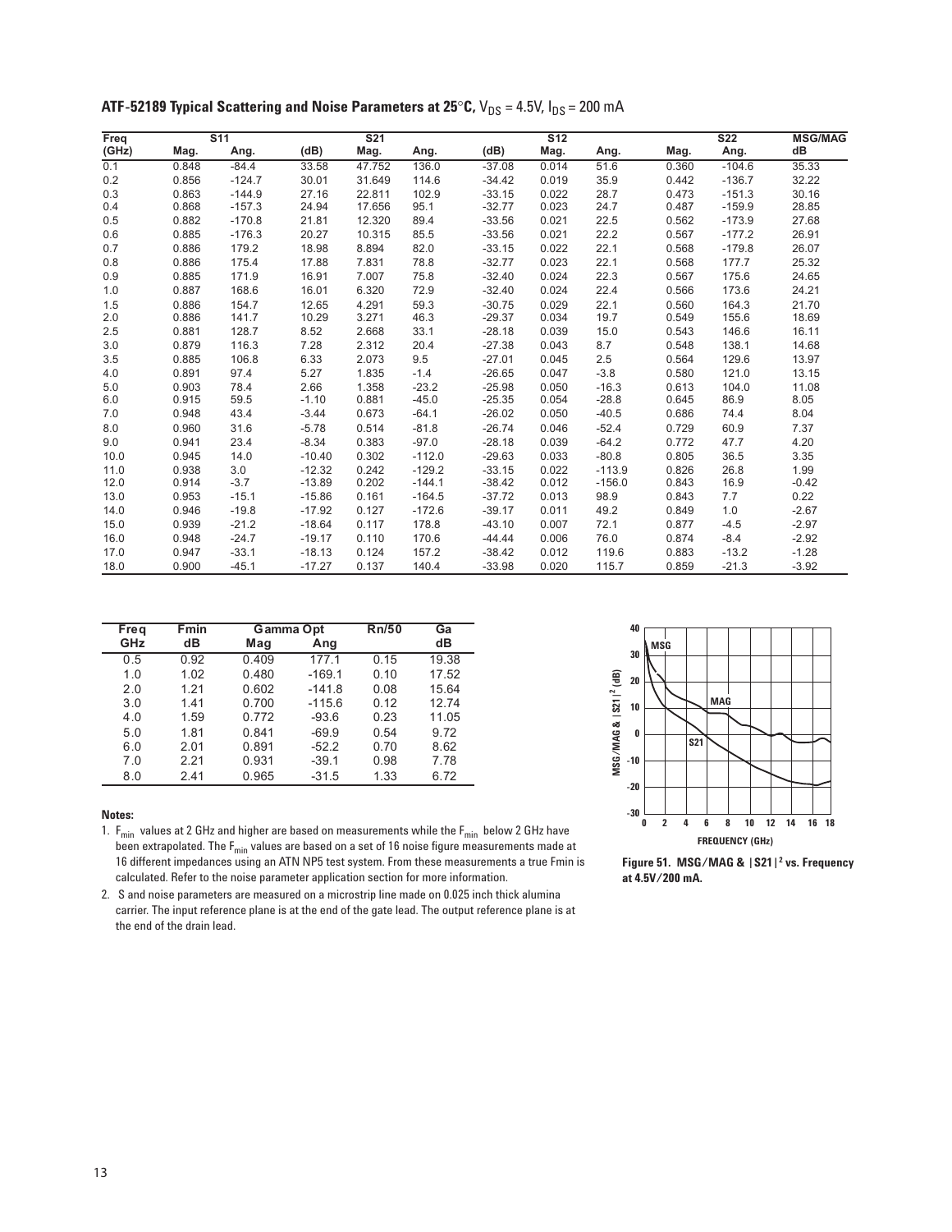**ATF-52189 Typical Scattering and Noise Parameters at 25°C, $V_{DS}$ = 4.5V, $I_{DS}$ = 200 mA**

| Freq | S11 | | S21 | | | S12 | | | S22 | | MSG/MAG |
|---|---|---|---|---|---|---|---|---|---|---|---|
| (GHz) | Mag. | Ang. | (dB) | Mag. | Ang. | (dB) | Mag. | Ang. | Mag. | Ang. | dB |
| 0.1 | 0.848 | -84.4 | 33.58 | 47.752 | 136.0 | -37.08 | 0.014 | 51.6 | 0.360 | -104.6 | 35.33 |
| 0.2 | 0.856 | -124.7 | 30.01 | 31.649 | 114.6 | -34.42 | 0.019 | 35.9 | 0.442 | -136.7 | 32.22 |
| 0.3 | 0.863 | -144.9 | 27.16 | 22.811 | 102.9 | -33.15 | 0.022 | 28.7 | 0.473 | -151.3 | 30.16 |
| 0.4 | 0.868 | -157.3 | 24.94 | 17.656 | 95.1 | -32.77 | 0.023 | 24.7 | 0.487 | -159.9 | 28.85 |
| 0.5 | 0.882 | -170.8 | 21.81 | 12.320 | 89.4 | -33.56 | 0.021 | 22.5 | 0.562 | -173.9 | 27.68 |
| 0.6 | 0.885 | -176.3 | 20.27 | 10.315 | 85.5 | -33.56 | 0.021 | 22.2 | 0.567 | -177.2 | 26.91 |
| 0.7 | 0.886 | 179.2 | 18.98 | 8.894 | 82.0 | -33.15 | 0.022 | 22.1 | 0.568 | -179.8 | 26.07 |
| 0.8 | 0.886 | 175.4 | 17.88 | 7.831 | 78.8 | -32.77 | 0.023 | 22.1 | 0.568 | 177.7 | 25.32 |
| 0.9 | 0.885 | 171.9 | 16.91 | 7.007 | 75.8 | -32.40 | 0.024 | 22.3 | 0.567 | 175.6 | 24.65 |
| 1.0 | 0.887 | 168.6 | 16.01 | 6.320 | 72.9 | -32.40 | 0.024 | 22.4 | 0.566 | 173.6 | 24.21 |
| 1.5 | 0.886 | 154.7 | 12.65 | 4.291 | 59.3 | -30.75 | 0.029 | 22.1 | 0.560 | 164.3 | 21.70 |
| 2.0 | 0.886 | 141.7 | 10.29 | 3.271 | 46.3 | -29.37 | 0.034 | 19.7 | 0.549 | 155.6 | 18.69 |
| 2.5 | 0.881 | 128.7 | 8.52 | 2.668 | 33.1 | -28.18 | 0.039 | 15.0 | 0.543 | 146.6 | 16.11 |
| 3.0 | 0.879 | 116.3 | 7.28 | 2.312 | 20.4 | -27.38 | 0.043 | 8.7 | 0.548 | 138.1 | 14.68 |
| 3.5 | 0.885 | 106.8 | 6.33 | 2.073 | 9.5 | -27.01 | 0.045 | 2.5 | 0.564 | 129.6 | 13.97 |
| 4.0 | 0.891 | 97.4 | 5.27 | 1.835 | -1.4 | -26.65 | 0.047 | -3.8 | 0.580 | 121.0 | 13.15 |
| 5.0 | 0.903 | 78.4 | 2.66 | 1.358 | -23.2 | -25.98 | 0.050 | -16.3 | 0.613 | 104.0 | 11.08 |
| 6.0 | 0.915 | 59.5 | -1.10 | 0.881 | -45.0 | -25.35 | 0.054 | -28.8 | 0.645 | 86.9 | 8.05 |
| 7.0 | 0.948 | 43.4 | -3.44 | 0.673 | -64.1 | -26.02 | 0.050 | -40.5 | 0.686 | 74.4 | 8.04 |
| 8.0 | 0.960 | 31.6 | -5.78 | 0.514 | -81.8 | -26.74 | 0.046 | -52.4 | 0.729 | 60.9 | 7.37 |
| 9.0 | 0.941 | 23.4 | -8.34 | 0.383 | -97.0 | -28.18 | 0.039 | -64.2 | 0.772 | 47.7 | 4.20 |
| 10.0 | 0.945 | 14.0 | -10.40 | 0.302 | -112.0 | -29.63 | 0.033 | -80.8 | 0.805 | 36.5 | 3.35 |
| 11.0 | 0.938 | 3.0 | -12.32 | 0.242 | -129.2 | -33.15 | 0.022 | -113.9 | 0.826 | 26.8 | 1.99 |
| 12.0 | 0.914 | -3.7 | -13.89 | 0.202 | -144.1 | -38.42 | 0.012 | -156.0 | 0.843 | 16.9 | -0.42 |
| 13.0 | 0.953 | -15.1 | -15.86 | 0.161 | -164.5 | -37.72 | 0.013 | 98.9 | 0.843 | 7.7 | 0.22 |
| 14.0 | 0.946 | -19.8 | -17.92 | 0.127 | -172.6 | -39.17 | 0.011 | 49.2 | 0.849 | 1.0 | -2.67 |
| 15.0 | 0.939 | -21.2 | -18.64 | 0.117 | 178.8 | -43.10 | 0.007 | 72.1 | 0.877 | -4.5 | -2.97 |
| 16.0 | 0.948 | -24.7 | -19.17 | 0.110 | 170.6 | -44.44 | 0.006 | 76.0 | 0.874 | -8.4 | -2.92 |
| 17.0 | 0.947 | -33.1 | -18.13 | 0.124 | 157.2 | -38.42 | 0.012 | 119.6 | 0.883 | -13.2 | -1.28 |
| 18.0 | 0.900 | -45.1 | -17.27 | 0.137 | 140.4 | -33.98 | 0.020 | 115.7 | 0.859 | -21.3 | -3.92 |

| Freq | Fmin | Gamma Opt | | Rn/50 | Ga |
|---|---|---|---|---|---|
| GHz | dB | Mag | Ang | | dB |
| 0.5 | 0.92 | 0.409 | 177.1 | 0.15 | 19.38 |
| 1.0 | 1.02 | 0.480 | -169.1 | 0.10 | 17.52 |
| 2.0 | 1.21 | 0.602 | -141.8 | 0.08 | 15.64 |
| 3.0 | 1.41 | 0.700 | -115.6 | 0.12 | 12.74 |
| 4.0 | 1.59 | 0.772 | -93.6 | 0.23 | 11.05 |
| 5.0 | 1.81 | 0.841 | -69.9 | 0.54 | 9.72 |
| 6.0 | 2.01 | 0.891 | -52.2 | 0.70 | 8.62 |
| 7.0 | 2.21 | 0.931 | -39.1 | 0.98 | 7.78 |
| 8.0 | 2.41 | 0.965 | -31.5 | 1.33 | 6.72 |

**Notes:**

1. $F_{min}$ values at 2 GHz and higher are based on measurements while the $F_{min}$ below 2 GHz have been extrapolated. The $F_{min}$ values are based on a set of 16 noise figure measurements made at 16 different impedances using an ATN NP5 test system. From these measurements a true Fmin is calculated. Refer to the noise parameter application section for more information.
2. S and noise parameters are measured on a microstrip line made on 0.025 inch thick alumina carrier. The input reference plane is at the end of the gate lead. The output reference plane is at the end of the drain lead.

**Figure 51. MSG/MAG & |S21|$^2$ vs. Frequency at 4.5V/200 mA.**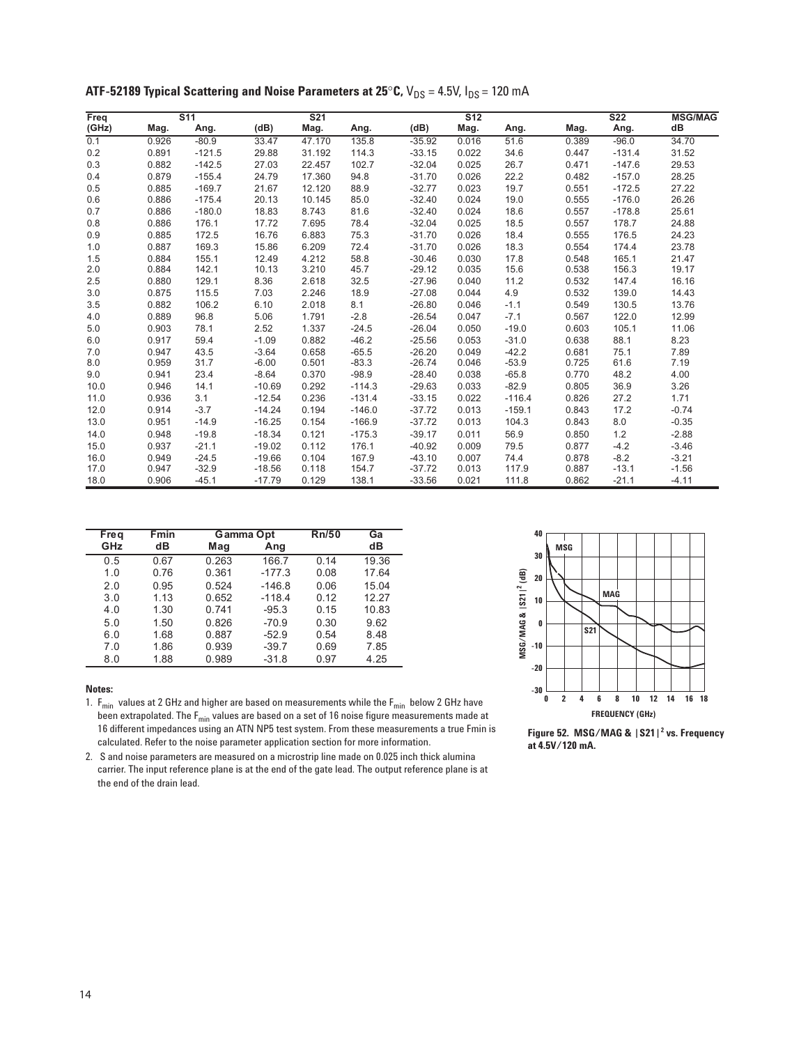**ATF-52189 Typical Scattering and Noise Parameters at 25°C,** $V_{DS}$ = 4.5V, $I_{DS}$ = 120 mA

| Freq | S11 | | S21 | | | S12 | | | S22 | | MSG/MAG |
|---|---|---|---|---|---|---|---|---|---|---|---|
| (GHz) | Mag. | Ang. | (dB) | Mag. | Ang. | (dB) | Mag. | Ang. | Mag. | Ang. | dB |
| 0.1 | 0.926 | -80.9 | 33.47 | 47.170 | 135.8 | -35.92 | 0.016 | 51.6 | 0.389 | -96.0 | 34.70 |
| 0.2 | 0.891 | -121.5 | 29.88 | 31.192 | 114.3 | -33.15 | 0.022 | 34.6 | 0.447 | -131.4 | 31.52 |
| 0.3 | 0.882 | -142.5 | 27.03 | 22.457 | 102.7 | -32.04 | 0.025 | 26.7 | 0.471 | -147.6 | 29.53 |
| 0.4 | 0.879 | -155.4 | 24.79 | 17.360 | 94.8 | -31.70 | 0.026 | 22.2 | 0.482 | -157.0 | 28.25 |
| 0.5 | 0.885 | -169.7 | 21.67 | 12.120 | 88.9 | -32.77 | 0.023 | 19.7 | 0.551 | -172.5 | 27.22 |
| 0.6 | 0.886 | -175.4 | 20.13 | 10.145 | 85.0 | -32.40 | 0.024 | 19.0 | 0.555 | -176.0 | 26.26 |
| 0.7 | 0.886 | -180.0 | 18.83 | 8.743 | 81.6 | -32.40 | 0.024 | 18.6 | 0.557 | -178.8 | 25.61 |
| 0.8 | 0.886 | 176.1 | 17.72 | 7.695 | 78.4 | -32.04 | 0.025 | 18.5 | 0.557 | 178.7 | 24.88 |
| 0.9 | 0.885 | 172.5 | 16.76 | 6.883 | 75.3 | -31.70 | 0.026 | 18.4 | 0.555 | 176.5 | 24.23 |
| 1.0 | 0.887 | 169.3 | 15.86 | 6.209 | 72.4 | -31.70 | 0.026 | 18.3 | 0.554 | 174.4 | 23.78 |
| 1.5 | 0.884 | 155.1 | 12.49 | 4.212 | 58.8 | -30.46 | 0.030 | 17.8 | 0.548 | 165.1 | 21.47 |
| 2.0 | 0.884 | 142.1 | 10.13 | 3.210 | 45.7 | -29.12 | 0.035 | 15.6 | 0.538 | 156.3 | 19.17 |
| 2.5 | 0.880 | 129.1 | 8.36 | 2.618 | 32.5 | -27.96 | 0.040 | 11.2 | 0.532 | 147.4 | 16.16 |
| 3.0 | 0.875 | 115.5 | 7.03 | 2.246 | 18.9 | -27.08 | 0.044 | 4.9 | 0.532 | 139.0 | 14.43 |
| 3.5 | 0.882 | 106.2 | 6.10 | 2.018 | 8.1 | -26.80 | 0.046 | -1.1 | 0.549 | 130.5 | 13.76 |
| 4.0 | 0.889 | 96.8 | 5.06 | 1.791 | -2.8 | -26.54 | 0.047 | -7.1 | 0.567 | 122.0 | 12.99 |
| 5.0 | 0.903 | 78.1 | 2.52 | 1.337 | -24.5 | -26.04 | 0.050 | -19.0 | 0.603 | 105.1 | 11.06 |
| 6.0 | 0.917 | 59.4 | -1.09 | 0.882 | -46.2 | -25.56 | 0.053 | -31.0 | 0.638 | 88.1 | 8.23 |
| 7.0 | 0.947 | 43.5 | -3.64 | 0.658 | -65.5 | -26.20 | 0.049 | -42.2 | 0.681 | 75.1 | 7.89 |
| 8.0 | 0.959 | 31.7 | -6.00 | 0.501 | -83.3 | -26.74 | 0.046 | -53.9 | 0.725 | 61.6 | 7.19 |
| 9.0 | 0.941 | 23.4 | -8.64 | 0.370 | -98.9 | -28.40 | 0.038 | -65.8 | 0.770 | 48.2 | 4.00 |
| 10.0 | 0.946 | 14.1 | -10.69 | 0.292 | -114.3 | -29.63 | 0.033 | -82.9 | 0.805 | 36.9 | 3.26 |
| 11.0 | 0.936 | 3.1 | -12.54 | 0.236 | -131.4 | -33.15 | 0.022 | -116.4 | 0.826 | 27.2 | 1.71 |
| 12.0 | 0.914 | -3.7 | -14.24 | 0.194 | -146.0 | -37.72 | 0.013 | -159.1 | 0.843 | 17.2 | -0.74 |
| 13.0 | 0.951 | -14.9 | -16.25 | 0.154 | -166.9 | -37.72 | 0.013 | 104.3 | 0.843 | 8.0 | -0.35 |
| 14.0 | 0.948 | -19.8 | -18.34 | 0.121 | -175.3 | -39.17 | 0.011 | 56.9 | 0.850 | 1.2 | -2.88 |
| 15.0 | 0.937 | -21.1 | -19.02 | 0.112 | 176.1 | -40.92 | 0.009 | 79.5 | 0.877 | -4.2 | -3.46 |
| 16.0 | 0.949 | -24.5 | -19.66 | 0.104 | 167.9 | -43.10 | 0.007 | 74.4 | 0.878 | -8.2 | -3.21 |
| 17.0 | 0.947 | -32.9 | -18.56 | 0.118 | 154.7 | -37.72 | 0.013 | 117.9 | 0.887 | -13.1 | -1.56 |
| 18.0 | 0.906 | -45.1 | -17.79 | 0.129 | 138.1 | -33.56 | 0.021 | 111.8 | 0.862 | -21.1 | -4.11 |

| Freq | Fmin | Gamma Opt | | Rn/50 | Ga |
|---|---|---|---|---|---|
| GHz | dB | Mag | Ang | | dB |
| 0.5 | 0.67 | 0.263 | 166.7 | 0.14 | 19.36 |
| 1.0 | 0.76 | 0.361 | -177.3 | 0.08 | 17.64 |
| 2.0 | 0.95 | 0.524 | -146.8 | 0.06 | 15.04 |
| 3.0 | 1.13 | 0.652 | -118.4 | 0.12 | 12.27 |
| 4.0 | 1.30 | 0.741 | -95.3 | 0.15 | 10.83 |
| 5.0 | 1.50 | 0.826 | -70.9 | 0.30 | 9.62 |
| 6.0 | 1.68 | 0.887 | -52.9 | 0.54 | 8.48 |
| 7.0 | 1.86 | 0.939 | -39.7 | 0.69 | 7.85 |
| 8.0 | 1.88 | 0.989 | -31.8 | 0.97 | 4.25 |

**Notes:**

1. $F_{min}$ values at 2 GHz and higher are based on measurements while the $F_{min}$ below 2 GHz have been extrapolated. The $F_{min}$ values are based on a set of 16 noise figure measurements made at 16 different impedances using an ATN NP5 test system. From these measurements a true Fmin is calculated. Refer to the noise parameter application section for more information.
2. S and noise parameters are measured on a microstrip line made on 0.025 inch thick alumina carrier. The input reference plane is at the end of the gate lead. The output reference plane is at the end of the drain lead.

**Figure 52. MSG/MAG & $|S21|^2$ vs. Frequency at 4.5V/120 mA.**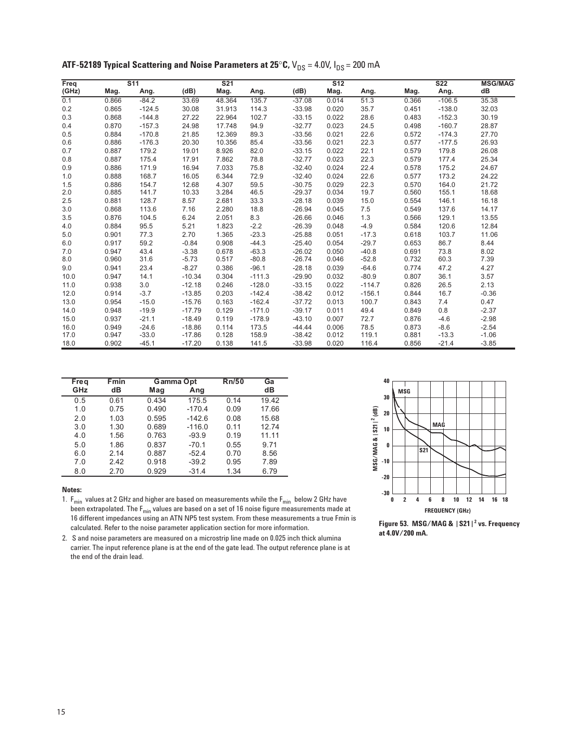**ATF-52189 Typical Scattering and Noise Parameters at 25°C, $V_{DS}$ = 4.0V, $I_{DS}$ = 200 mA**

| Freq | S11 | | S21 | | | S12 | | | S22 | | MSG/MAG |
|---|---|---|---|---|---|---|---|---|---|---|---|
| (GHz) | Mag. | Ang. | (dB) | Mag. | Ang. | (dB) | Mag. | Ang. | Mag. | Ang. | dB |
| 0.1 | 0.866 | -84.2 | 33.69 | 48.364 | 135.7 | -37.08 | 0.014 | 51.3 | 0.366 | -106.5 | 35.38 |
| 0.2 | 0.865 | -124.5 | 30.08 | 31.913 | 114.3 | -33.98 | 0.020 | 35.7 | 0.451 | -138.0 | 32.03 |
| 0.3 | 0.868 | -144.8 | 27.22 | 22.964 | 102.7 | -33.15 | 0.022 | 28.6 | 0.483 | -152.3 | 30.19 |
| 0.4 | 0.870 | -157.3 | 24.98 | 17.748 | 94.9 | -32.77 | 0.023 | 24.5 | 0.498 | -160.7 | 28.87 |
| 0.5 | 0.884 | -170.8 | 21.85 | 12.369 | 89.3 | -33.56 | 0.021 | 22.6 | 0.572 | -174.3 | 27.70 |
| 0.6 | 0.886 | -176.3 | 20.30 | 10.356 | 85.4 | -33.56 | 0.021 | 22.3 | 0.577 | -177.5 | 26.93 |
| 0.7 | 0.887 | 179.2 | 19.01 | 8.926 | 82.0 | -33.15 | 0.022 | 22.1 | 0.579 | 179.8 | 26.08 |
| 0.8 | 0.887 | 175.4 | 17.91 | 7.862 | 78.8 | -32.77 | 0.023 | 22.3 | 0.579 | 177.4 | 25.34 |
| 0.9 | 0.886 | 171.9 | 16.94 | 7.033 | 75.8 | -32.40 | 0.024 | 22.4 | 0.578 | 175.2 | 24.67 |
| 1.0 | 0.888 | 168.7 | 16.05 | 6.344 | 72.9 | -32.40 | 0.024 | 22.6 | 0.577 | 173.2 | 24.22 |
| 1.5 | 0.886 | 154.7 | 12.68 | 4.307 | 59.5 | -30.75 | 0.029 | 22.3 | 0.570 | 164.0 | 21.72 |
| 2.0 | 0.885 | 141.7 | 10.33 | 3.284 | 46.5 | -29.37 | 0.034 | 19.7 | 0.560 | 155.1 | 18.68 |
| 2.5 | 0.881 | 128.7 | 8.57 | 2.681 | 33.3 | -28.18 | 0.039 | 15.0 | 0.554 | 146.1 | 16.18 |
| 3.0 | 0.868 | 113.6 | 7.16 | 2.280 | 18.8 | -26.94 | 0.045 | 7.5 | 0.549 | 137.6 | 14.17 |
| 3.5 | 0.876 | 104.5 | 6.24 | 2.051 | 8.3 | -26.66 | 0.046 | 1.3 | 0.566 | 129.1 | 13.55 |
| 4.0 | 0.884 | 95.5 | 5.21 | 1.823 | -2.2 | -26.39 | 0.048 | -4.9 | 0.584 | 120.6 | 12.84 |
| 5.0 | 0.901 | 77.3 | 2.70 | 1.365 | -23.3 | -25.88 | 0.051 | -17.3 | 0.618 | 103.7 | 11.06 |
| 6.0 | 0.917 | 59.2 | -0.84 | 0.908 | -44.3 | -25.40 | 0.054 | -29.7 | 0.653 | 86.7 | 8.44 |
| 7.0 | 0.947 | 43.4 | -3.38 | 0.678 | -63.3 | -26.02 | 0.050 | -40.8 | 0.691 | 73.8 | 8.02 |
| 8.0 | 0.960 | 31.6 | -5.73 | 0.517 | -80.8 | -26.74 | 0.046 | -52.8 | 0.732 | 60.3 | 7.39 |
| 9.0 | 0.941 | 23.4 | -8.27 | 0.386 | -96.1 | -28.18 | 0.039 | -64.6 | 0.774 | 47.2 | 4.27 |
| 10.0 | 0.947 | 14.1 | -10.34 | 0.304 | -111.3 | -29.90 | 0.032 | -80.9 | 0.807 | 36.1 | 3.57 |
| 11.0 | 0.938 | 3.0 | -12.18 | 0.246 | -128.0 | -33.15 | 0.022 | -114.7 | 0.826 | 26.5 | 2.13 |
| 12.0 | 0.914 | -3.7 | -13.85 | 0.203 | -142.4 | -38.42 | 0.012 | -156.1 | 0.844 | 16.7 | -0.36 |
| 13.0 | 0.954 | -15.0 | -15.76 | 0.163 | -162.4 | -37.72 | 0.013 | 100.7 | 0.843 | 7.4 | 0.47 |
| 14.0 | 0.948 | -19.9 | -17.79 | 0.129 | -171.0 | -39.17 | 0.011 | 49.4 | 0.849 | 0.8 | -2.37 |
| 15.0 | 0.937 | -21.1 | -18.49 | 0.119 | -178.9 | -43.10 | 0.007 | 72.7 | 0.876 | -4.6 | -2.98 |
| 16.0 | 0.949 | -24.6 | -18.86 | 0.114 | 173.5 | -44.44 | 0.006 | 78.5 | 0.873 | -8.6 | -2.54 |
| 17.0 | 0.947 | -33.0 | -17.86 | 0.128 | 158.9 | -38.42 | 0.012 | 119.1 | 0.881 | -13.3 | -1.06 |
| 18.0 | 0.902 | -45.1 | -17.20 | 0.138 | 141.5 | -33.98 | 0.020 | 116.4 | 0.856 | -21.4 | -3.85 |

| Freq | Fmin | Gamma Opt | | Rn/50 | Ga |
|---|---|---|---|---|---|
| GHz | dB | Mag | Ang | | dB |
| 0.5 | 0.61 | 0.434 | 175.5 | 0.14 | 19.42 |
| 1.0 | 0.75 | 0.490 | -170.4 | 0.09 | 17.66 |
| 2.0 | 1.03 | 0.595 | -142.6 | 0.08 | 15.68 |
| 3.0 | 1.30 | 0.689 | -116.0 | 0.11 | 12.74 |
| 4.0 | 1.56 | 0.763 | -93.9 | 0.19 | 11.11 |
| 5.0 | 1.86 | 0.837 | -70.1 | 0.55 | 9.71 |
| 6.0 | 2.14 | 0.887 | -52.4 | 0.70 | 8.56 |
| 7.0 | 2.42 | 0.918 | -39.2 | 0.95 | 7.89 |
| 8.0 | 2.70 | 0.929 | -31.4 | 1.34 | 6.79 |

**Notes:**

1. $F_{min}$ values at 2 GHz and higher are based on measurements while the $F_{min}$ below 2 GHz have been extrapolated. The $F_{min}$ values are based on a set of 16 noise figure measurements made at 16 different impedances using an ATN NP5 test system. From these measurements a true Fmin is calculated. Refer to the noise parameter application section for more information.
2. S and noise parameters are measured on a microstrip line made on 0.025 inch thick alumina carrier. The input reference plane is at the end of the gate lead. The output reference plane is at the end of the drain lead.

**Figure 53. MSG/MAG & |S21|$^2$ vs. Frequency at 4.0V/200 mA.**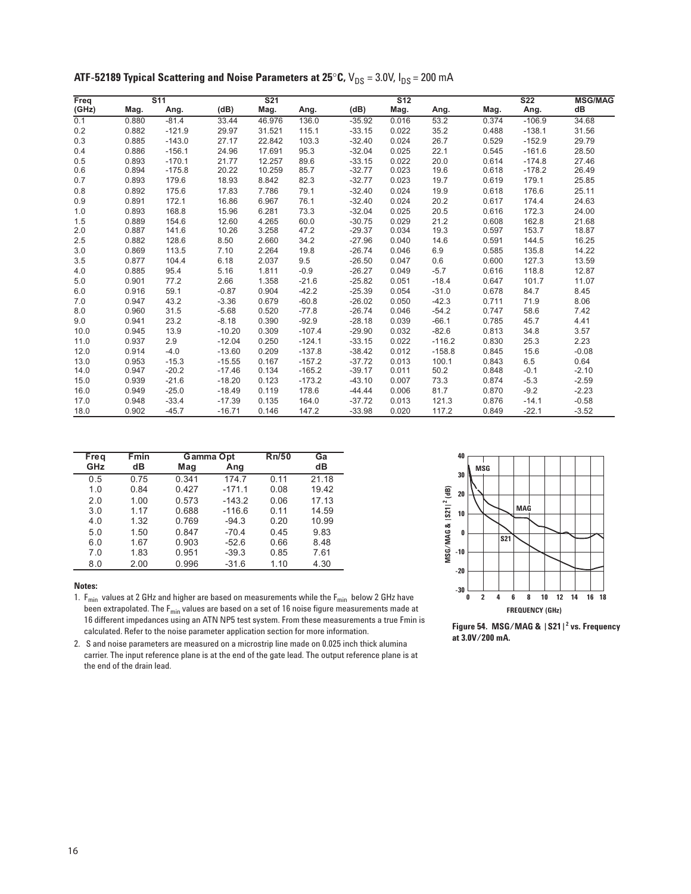## ATF-52189 Typical Scattering and Noise Parameters at 25°C, $V_{DS}$ = 3.0V, $I_{DS}$ = 200 mA

| Freq | S11 | | S21 | | | S12 | | | S22 | | MSG/MAG |
|---|---|---|---|---|---|---|---|---|---|---|---|
| (GHz) | Mag. | Ang. | (dB) | Mag. | Ang. | (dB) | Mag. | Ang. | Mag. | Ang. | dB |
| 0.1 | 0.880 | -81.4 | 33.44 | 46.976 | 136.0 | -35.92 | 0.016 | 53.2 | 0.374 | -106.9 | 34.68 |
| 0.2 | 0.882 | -121.9 | 29.97 | 31.521 | 115.1 | -33.15 | 0.022 | 35.2 | 0.488 | -138.1 | 31.56 |
| 0.3 | 0.885 | -143.0 | 27.17 | 22.842 | 103.3 | -32.40 | 0.024 | 26.7 | 0.529 | -152.9 | 29.79 |
| 0.4 | 0.886 | -156.1 | 24.96 | 17.691 | 95.3 | -32.04 | 0.025 | 22.1 | 0.545 | -161.6 | 28.50 |
| 0.5 | 0.893 | -170.1 | 21.77 | 12.257 | 89.6 | -33.15 | 0.022 | 20.0 | 0.614 | -174.8 | 27.46 |
| 0.6 | 0.894 | -175.8 | 20.22 | 10.259 | 85.7 | -32.77 | 0.023 | 19.6 | 0.618 | -178.2 | 26.49 |
| 0.7 | 0.893 | 179.6 | 18.93 | 8.842 | 82.3 | -32.77 | 0.023 | 19.7 | 0.619 | 179.1 | 25.85 |
| 0.8 | 0.892 | 175.6 | 17.83 | 7.786 | 79.1 | -32.40 | 0.024 | 19.9 | 0.618 | 176.6 | 25.11 |
| 0.9 | 0.891 | 172.1 | 16.86 | 6.967 | 76.1 | -32.40 | 0.024 | 20.2 | 0.617 | 174.4 | 24.63 |
| 1.0 | 0.893 | 168.8 | 15.96 | 6.281 | 73.3 | -32.04 | 0.025 | 20.5 | 0.616 | 172.3 | 24.00 |
| 1.5 | 0.889 | 154.6 | 12.60 | 4.265 | 60.0 | -30.75 | 0.029 | 21.2 | 0.608 | 162.8 | 21.68 |
| 2.0 | 0.887 | 141.6 | 10.26 | 3.258 | 47.2 | -29.37 | 0.034 | 19.3 | 0.597 | 153.7 | 18.87 |
| 2.5 | 0.882 | 128.6 | 8.50 | 2.660 | 34.2 | -27.96 | 0.040 | 14.6 | 0.591 | 144.5 | 16.25 |
| 3.0 | 0.869 | 113.5 | 7.10 | 2.264 | 19.8 | -26.74 | 0.046 | 6.9 | 0.585 | 135.8 | 14.22 |
| 3.5 | 0.877 | 104.4 | 6.18 | 2.037 | 9.5 | -26.50 | 0.047 | 0.6 | 0.600 | 127.3 | 13.59 |
| 4.0 | 0.885 | 95.4 | 5.16 | 1.811 | -0.9 | -26.27 | 0.049 | -5.7 | 0.616 | 118.8 | 12.87 |
| 5.0 | 0.901 | 77.2 | 2.66 | 1.358 | -21.6 | -25.82 | 0.051 | -18.4 | 0.647 | 101.7 | 11.07 |
| 6.0 | 0.916 | 59.1 | -0.87 | 0.904 | -42.2 | -25.39 | 0.054 | -31.0 | 0.678 | 84.7 | 8.45 |
| 7.0 | 0.947 | 43.2 | -3.36 | 0.679 | -60.8 | -26.02 | 0.050 | -42.3 | 0.711 | 71.9 | 8.06 |
| 8.0 | 0.960 | 31.5 | -5.68 | 0.520 | -77.8 | -26.74 | 0.046 | -54.2 | 0.747 | 58.6 | 7.42 |
| 9.0 | 0.941 | 23.2 | -8.18 | 0.390 | -92.9 | -28.18 | 0.039 | -66.1 | 0.785 | 45.7 | 4.41 |
| 10.0 | 0.945 | 13.9 | -10.20 | 0.309 | -107.4 | -29.90 | 0.032 | -82.6 | 0.813 | 34.8 | 3.57 |
| 11.0 | 0.937 | 2.9 | -12.04 | 0.250 | -124.1 | -33.15 | 0.022 | -116.2 | 0.830 | 25.3 | 2.23 |
| 12.0 | 0.914 | -4.0 | -13.60 | 0.209 | -137.8 | -38.42 | 0.012 | -158.8 | 0.845 | 15.6 | -0.08 |
| 13.0 | 0.953 | -15.3 | -15.55 | 0.167 | -157.2 | -37.72 | 0.013 | 100.1 | 0.843 | 6.5 | 0.64 |
| 14.0 | 0.947 | -20.2 | -17.46 | 0.134 | -165.2 | -39.17 | 0.011 | 50.2 | 0.848 | -0.1 | -2.10 |
| 15.0 | 0.939 | -21.6 | -18.20 | 0.123 | -173.2 | -43.10 | 0.007 | 73.3 | 0.874 | -5.3 | -2.59 |
| 16.0 | 0.949 | -25.0 | -18.49 | 0.119 | 178.6 | -44.44 | 0.006 | 81.7 | 0.870 | -9.2 | -2.23 |
| 17.0 | 0.948 | -33.4 | -17.39 | 0.135 | 164.0 | -37.72 | 0.013 | 121.3 | 0.876 | -14.1 | -0.58 |
| 18.0 | 0.902 | -45.7 | -16.71 | 0.146 | 147.2 | -33.98 | 0.020 | 117.2 | 0.849 | -22.1 | -3.52 |

| Freq | Fmin | Gamma Opt | | Rn/50 | Ga |
|---|---|---|---|---|---|
| GHz | dB | Mag | Ang | | dB |
| 0.5 | 0.75 | 0.341 | 174.7 | 0.11 | 21.18 |
| 1.0 | 0.84 | 0.427 | -171.1 | 0.08 | 19.42 |
| 2.0 | 1.00 | 0.573 | -143.2 | 0.06 | 17.13 |
| 3.0 | 1.17 | 0.688 | -116.6 | 0.11 | 14.59 |
| 4.0 | 1.32 | 0.769 | -94.3 | 0.20 | 10.99 |
| 5.0 | 1.50 | 0.847 | -70.4 | 0.45 | 9.83 |
| 6.0 | 1.67 | 0.903 | -52.6 | 0.66 | 8.48 |
| 7.0 | 1.83 | 0.951 | -39.3 | 0.85 | 7.61 |
| 8.0 | 2.00 | 0.996 | -31.6 | 1.10 | 4.30 |

**Notes:**

1. $F_{min}$ values at 2 GHz and higher are based on measurements while the $F_{min}$ below 2 GHz have been extrapolated. The $F_{min}$ values are based on a set of 16 noise figure measurements made at 16 different impedances using an ATN NP5 test system. From these measurements a true Fmin is calculated. Refer to the noise parameter application section for more information.
2. S and noise parameters are measured on a microstrip line made on 0.025 inch thick alumina carrier. The input reference plane is at the end of the gate lead. The output reference plane is at the end of the drain lead.

**Figure 54. MSG/MAG & $|S21|^2$ vs. Frequency at 3.0V/200 mA.**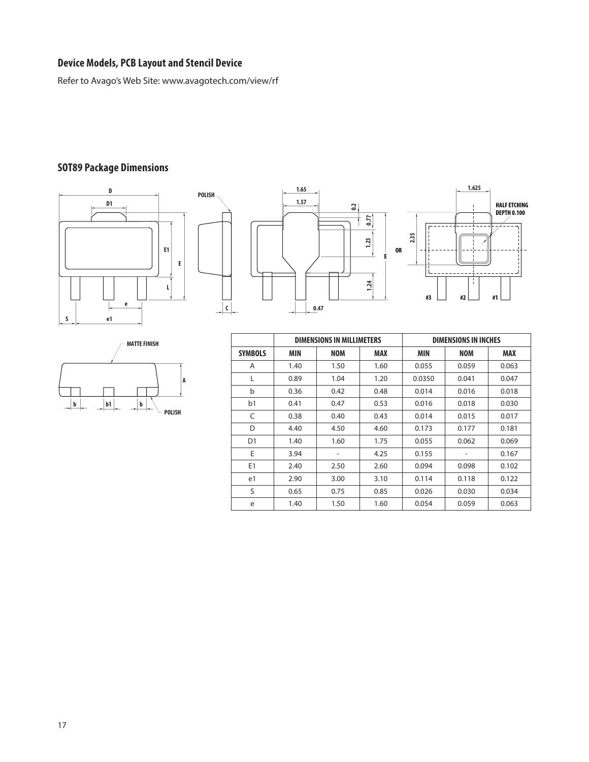## Device Models, PCB Layout and Stencil Device

Refer to Avago's Web Site: www.avagotech.com/view/rf

## SOT89 Package Dimensions

| | DIMENSIONS IN MILLIMETERS | | | DIMENSIONS IN INCHES | | |
|---|---|---|---|---|---|---|
| SYMBOLS | MIN | NOM | MAX | MIN | NOM | MAX |
| A | 1.40 | 1.50 | 1.60 | 0.055 | 0.059 | 0.063 |
| L | 0.89 | 1.04 | 1.20 | 0.0350 | 0.041 | 0.047 |
| b | 0.36 | 0.42 | 0.48 | 0.014 | 0.016 | 0.018 |
| b1 | 0.41 | 0.47 | 0.53 | 0.016 | 0.018 | 0.030 |
| C | 0.38 | 0.40 | 0.43 | 0.014 | 0.015 | 0.017 |
| D | 4.40 | 4.50 | 4.60 | 0.173 | 0.177 | 0.181 |
| D1 | 1.40 | 1.60 | 1.75 | 0.055 | 0.062 | 0.069 |
| E | 3.94 | - | 4.25 | 0.155 | - | 0.167 |
| E1 | 2.40 | 2.50 | 2.60 | 0.094 | 0.098 | 0.102 |
| e1 | 2.90 | 3.00 | 3.10 | 0.114 | 0.118 | 0.122 |
| S | 0.65 | 0.75 | 0.85 | 0.026 | 0.030 | 0.034 |
| e | 1.40 | 1.50 | 1.60 | 0.054 | 0.059 | 0.063 |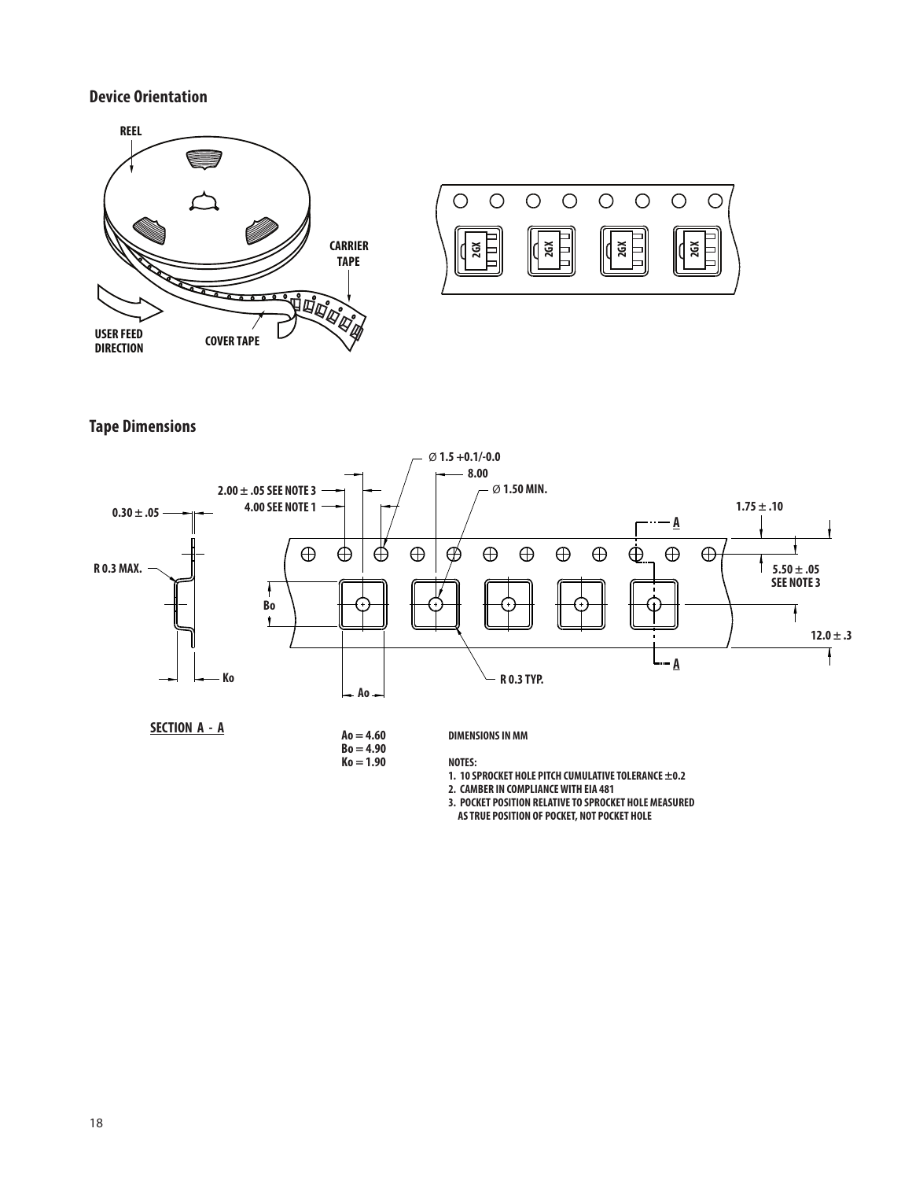## Device Orientation

REEL

CARRIER TAPE

USER FEED DIRECTION

COVER TAPE

2GX 2GX 2GX 2GX

## Tape Dimensions

Ø 1.5 +0.1/-0.0

8.00

2.00 ± .05 SEE NOTE 3

Ø 1.50 MIN.

4.00 SEE NOTE 1

0.30 ± .05

1.75 ± .10

A

R 0.3 MAX.

5.50 ± .05
SEE NOTE 3

Bo

12.0 ± .3

A

Ko

R 0.3 TYP.

Ao

SECTION A - A

Ao = 4.60
Bo = 4.90
Ko = 1.90

DIMENSIONS IN MM

NOTES:
1. 10 SPROCKET HOLE PITCH CUMULATIVE TOLERANCE ±0.2
2. CAMBER IN COMPLIANCE WITH EIA 481
3. POCKET POSITION RELATIVE TO SPROCKET HOLE MEASURED AS TRUE POSITION OF POCKET, NOT POCKET HOLE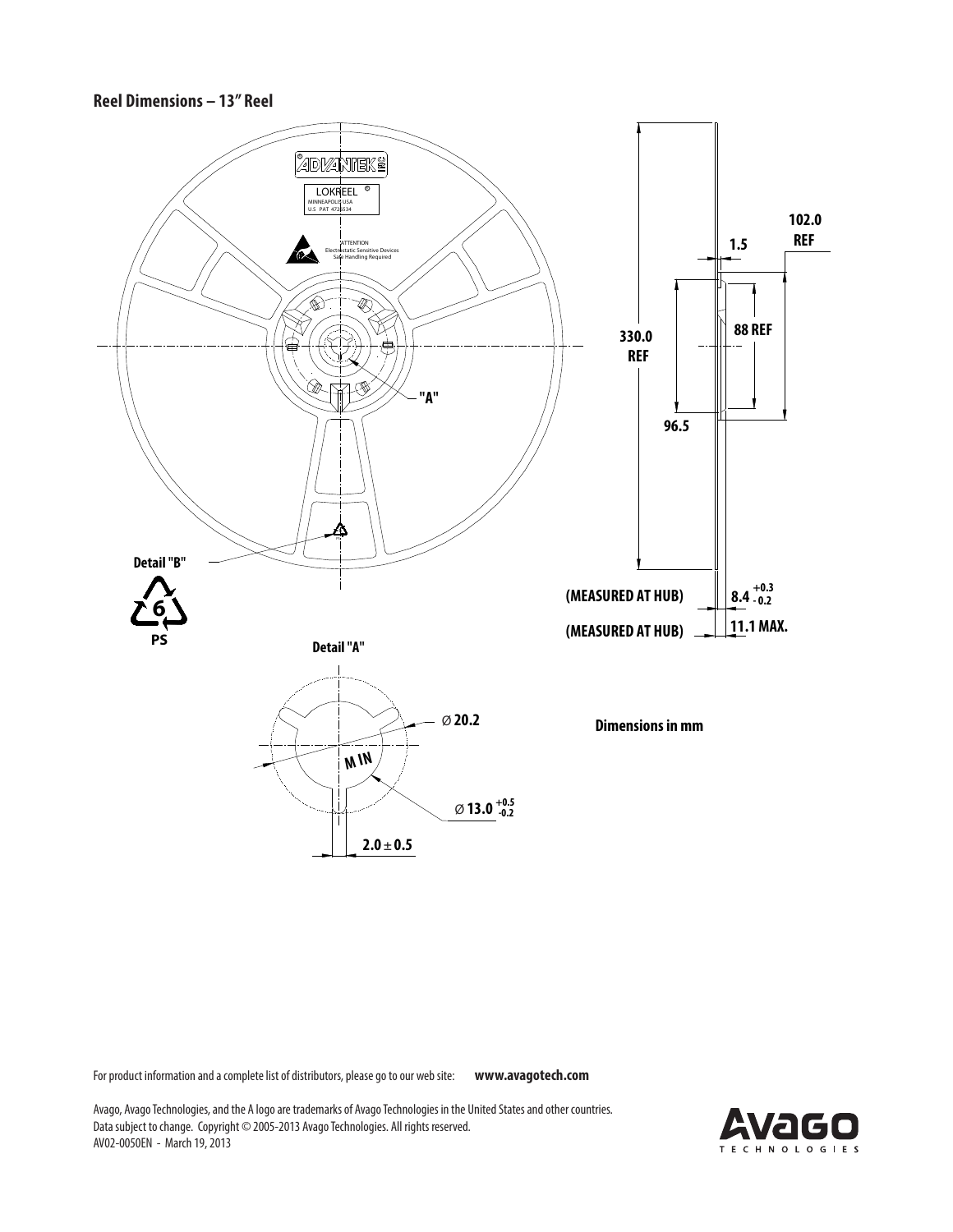## Reel Dimensions – 13" Reel

ADVANTEK INC.

LOKREEL
MINNEAPOLIS USA
U.S. PAT 4726534

ATTENTION
Electrostatic Sensitive Devices
Safe Handling Required

"A"

Detail "B"

6
PS

330.0
REF

96.5

1.5

102.0
REF

88 REF

(MEASURED AT HUB) 8.4 $^{+0.3}_{-0.2}$

(MEASURED AT HUB) 11.1 MAX.

Detail "A"

Ø 20.2

MIN

Ø 13.0 $^{+0.5}_{-0.2}$

2.0 ± 0.5

Dimensions in mm

For product information and a complete list of distributors, please go to our web site: **www.avagotech.com**

Avago, Avago Technologies, and the A logo are trademarks of Avago Technologies in the United States and other countries.
Data subject to change. Copyright © 2005-2013 Avago Technologies. All rights reserved.
AV02-0050EN - March 19, 2013